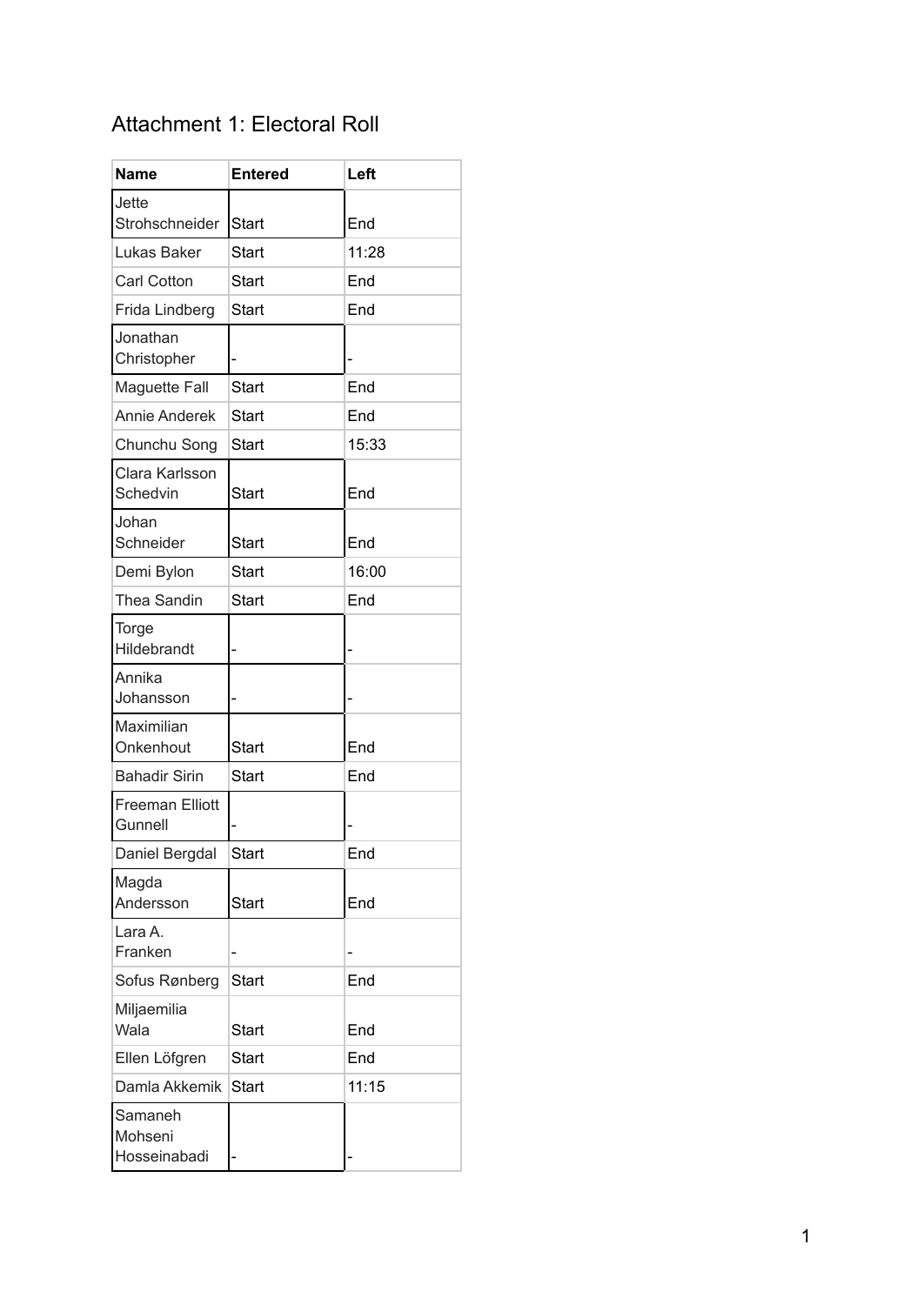# Attachment 1: Electoral Roll

| Name | Entered | Left |
|---|---|---|
| Jette Strohschneider | Start | End |
| Lukas Baker | Start | 11:28 |
| Carl Cotton | Start | End |
| Frida Lindberg | Start | End |
| Jonathan Christopher | - | - |
| Maguette Fall | Start | End |
| Annie Anderek | Start | End |
| Chunchu Song | Start | 15:33 |
| Clara Karlsson Schedvin | Start | End |
| Johan Schneider | Start | End |
| Demi Bylon | Start | 16:00 |
| Thea Sandin | Start | End |
| Torge Hildebrandt | - | - |
| Annika Johansson | - | - |
| Maximilian Onkenhout | Start | End |
| Bahadir Sirin | Start | End |
| Freeman Elliott Gunnell | - | - |
| Daniel Bergdal | Start | End |
| Magda Andersson | Start | End |
| Lara A. Franken | - | - |
| Sofus Rønberg | Start | End |
| Miljaemilia Wala | Start | End |
| Ellen Löfgren | Start | End |
| Damla Akkemik | Start | 11:15 |
| Samaneh Mohseni Hosseinabadi | - | - |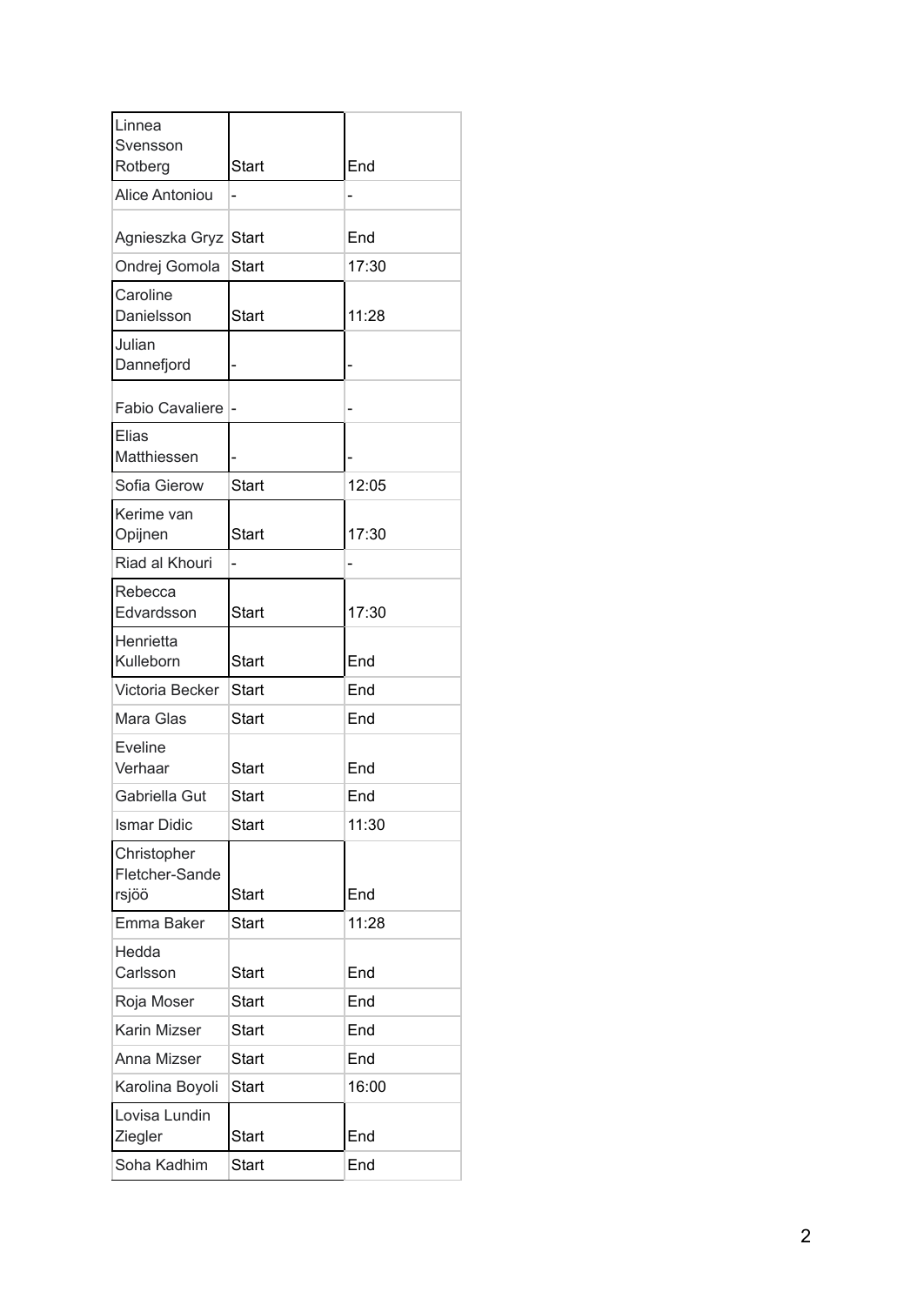| Linnea Svensson Rotberg | Start | End |
|---|---|---|
| Alice Antoniou | - | - |
| Agnieszka Gryz | Start | End |
| Ondrej Gomola | Start | 17:30 |
| Caroline Danielsson | Start | 11:28 |
| Julian Dannefjord | - | - |
| Fabio Cavaliere | - | - |
| Elias Matthiessen | - | - |
| Sofia Gierow | Start | 12:05 |
| Kerime van Opijnen | Start | 17:30 |
| Riad al Khouri | - | - |
| Rebecca Edvardsson | Start | 17:30 |
| Henrietta Kulleborn | Start | End |
| Victoria Becker | Start | End |
| Mara Glas | Start | End |
| Eveline Verhaar | Start | End |
| Gabriella Gut | Start | End |
| Ismar Didic | Start | 11:30 |
| Christopher Fletcher-Sandersjöö | Start | End |
| Emma Baker | Start | 11:28 |
| Hedda Carlsson | Start | End |
| Roja Moser | Start | End |
| Karin Mizser | Start | End |
| Anna Mizser | Start | End |
| Karolina Boyoli | Start | 16:00 |
| Lovisa Lundin Ziegler | Start | End |
| Soha Kadhim | Start | End |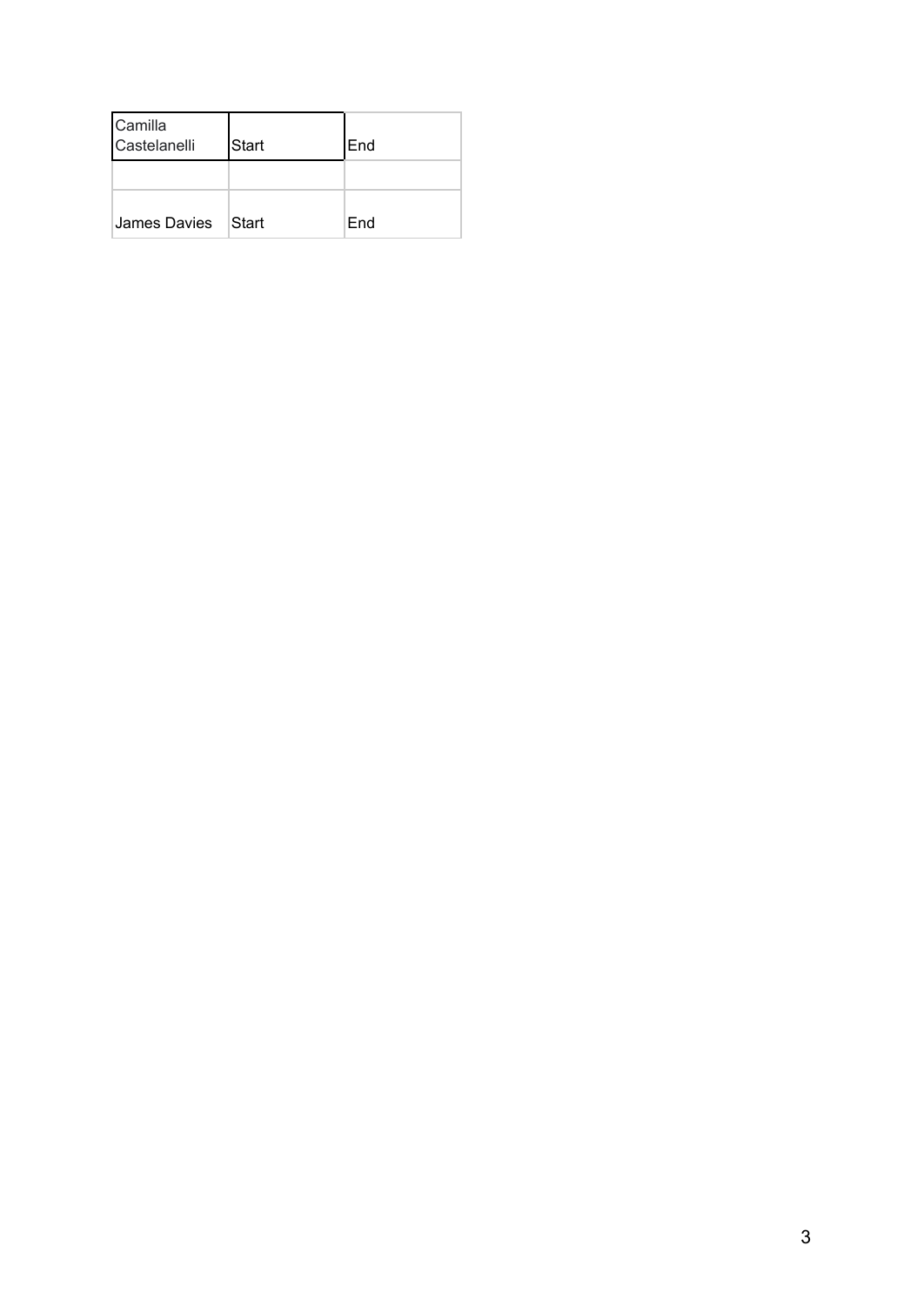| Camilla Castelanelli | Start | End |
| --- | --- | --- |
| | | |
| James Davies | Start | End |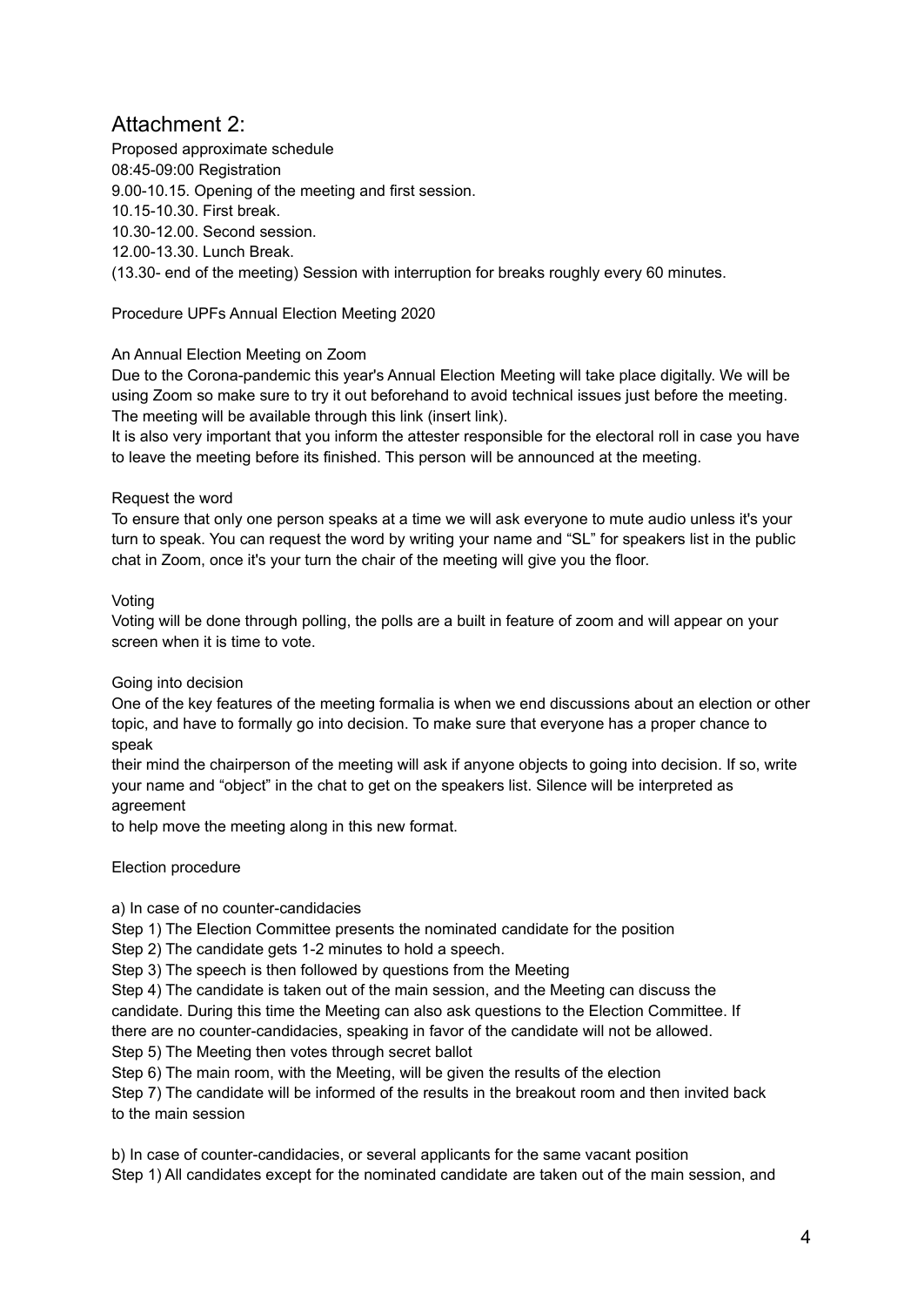## Attachment 2:

Proposed approximate schedule
08:45-09:00 Registration
9.00-10.15. Opening of the meeting and first session.
10.15-10.30. First break.
10.30-12.00. Second session.
12.00-13.30. Lunch Break.
(13.30- end of the meeting) Session with interruption for breaks roughly every 60 minutes.

Procedure UPFs Annual Election Meeting 2020

An Annual Election Meeting on Zoom

Due to the Corona-pandemic this year's Annual Election Meeting will take place digitally. We will be using Zoom so make sure to try it out beforehand to avoid technical issues just before the meeting. The meeting will be available through this link (insert link).

It is also very important that you inform the attester responsible for the electoral roll in case you have to leave the meeting before its finished. This person will be announced at the meeting.

Request the word

To ensure that only one person speaks at a time we will ask everyone to mute audio unless it's your turn to speak. You can request the word by writing your name and "SL" for speakers list in the public chat in Zoom, once it's your turn the chair of the meeting will give you the floor.

Voting

Voting will be done through polling, the polls are a built in feature of zoom and will appear on your screen when it is time to vote.

Going into decision

One of the key features of the meeting formalia is when we end discussions about an election or other topic, and have to formally go into decision. To make sure that everyone has a proper chance to speak their mind the chairperson of the meeting will ask if anyone objects to going into decision. If so, write your name and "object" in the chat to get on the speakers list. Silence will be interpreted as agreement to help move the meeting along in this new format.

Election procedure

a) In case of no counter-candidacies

Step 1) The Election Committee presents the nominated candidate for the position
Step 2) The candidate gets 1-2 minutes to hold a speech.
Step 3) The speech is then followed by questions from the Meeting
Step 4) The candidate is taken out of the main session, and the Meeting can discuss the candidate. During this time the Meeting can also ask questions to the Election Committee. If there are no counter-candidacies, speaking in favor of the candidate will not be allowed.
Step 5) The Meeting then votes through secret ballot
Step 6) The main room, with the Meeting, will be given the results of the election
Step 7) The candidate will be informed of the results in the breakout room and then invited back to the main session

b) In case of counter-candidacies, or several applicants for the same vacant position

Step 1) All candidates except for the nominated candidate are taken out of the main session, and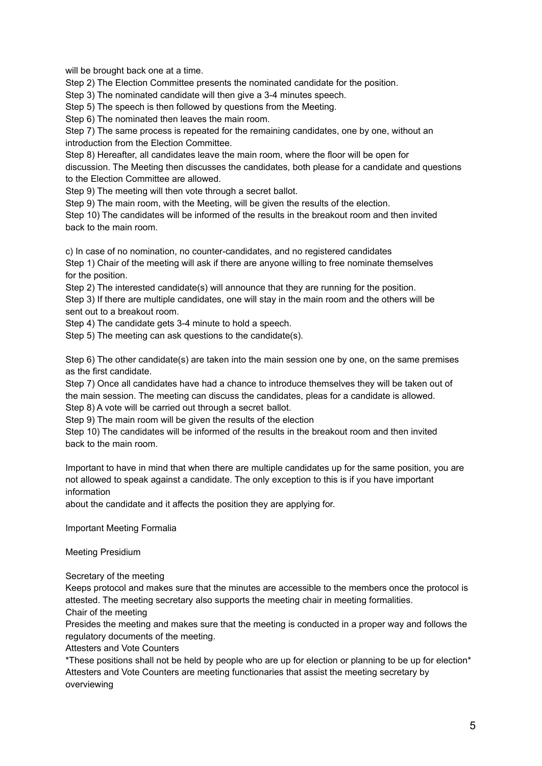will be brought back one at a time.

Step 2) The Election Committee presents the nominated candidate for the position.

Step 3) The nominated candidate will then give a 3-4 minutes speech.

Step 5) The speech is then followed by questions from the Meeting.

Step 6) The nominated then leaves the main room.

Step 7) The same process is repeated for the remaining candidates, one by one, without an introduction from the Election Committee.

Step 8) Hereafter, all candidates leave the main room, where the floor will be open for discussion. The Meeting then discusses the candidates, both please for a candidate and questions to the Election Committee are allowed.

Step 9) The meeting will then vote through a secret ballot.

Step 9) The main room, with the Meeting, will be given the results of the election.

Step 10) The candidates will be informed of the results in the breakout room and then invited back to the main room.

c) In case of no nomination, no counter-candidates, and no registered candidates

Step 1) Chair of the meeting will ask if there are anyone willing to free nominate themselves for the position.

Step 2) The interested candidate(s) will announce that they are running for the position.

Step 3) If there are multiple candidates, one will stay in the main room and the others will be sent out to a breakout room.

Step 4) The candidate gets 3-4 minute to hold a speech.

Step 5) The meeting can ask questions to the candidate(s).

Step 6) The other candidate(s) are taken into the main session one by one, on the same premises as the first candidate.

Step 7) Once all candidates have had a chance to introduce themselves they will be taken out of the main session. The meeting can discuss the candidates, pleas for a candidate is allowed.

Step 8) A vote will be carried out through a secret ballot.

Step 9) The main room will be given the results of the election

Step 10) The candidates will be informed of the results in the breakout room and then invited back to the main room.

Important to have in mind that when there are multiple candidates up for the same position, you are not allowed to speak against a candidate. The only exception to this is if you have important information about the candidate and it affects the position they are applying for.

## Important Meeting Formalia

### Meeting Presidium

#### Secretary of the meeting

Keeps protocol and makes sure that the minutes are accessible to the members once the protocol is attested. The meeting secretary also supports the meeting chair in meeting formalities.

#### Chair of the meeting

Presides the meeting and makes sure that the meeting is conducted in a proper way and follows the regulatory documents of the meeting.

#### Attesters and Vote Counters

*These positions shall not be held by people who are up for election or planning to be up for election*

Attesters and Vote Counters are meeting functionaries that assist the meeting secretary by overviewing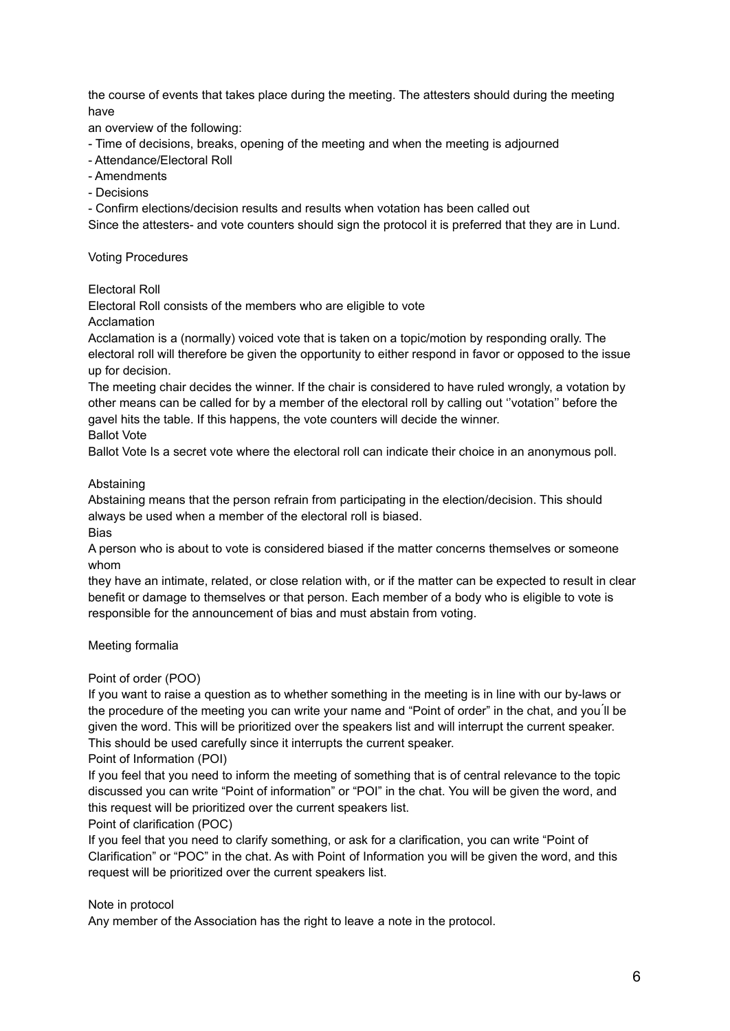the course of events that takes place during the meeting. The attesters should during the meeting have
an overview of the following:

- Time of decisions, breaks, opening of the meeting and when the meeting is adjourned
- Attendance/Electoral Roll
- Amendments
- Decisions
- Confirm elections/decision results and results when votation has been called out

Since the attesters- and vote counters should sign the protocol it is preferred that they are in Lund.

## Voting Procedures

### Electoral Roll

Electoral Roll consists of the members who are eligible to vote

### Acclamation

Acclamation is a (normally) voiced vote that is taken on a topic/motion by responding orally. The electoral roll will therefore be given the opportunity to either respond in favor or opposed to the issue up for decision.

The meeting chair decides the winner. If the chair is considered to have ruled wrongly, a votation by other means can be called for by a member of the electoral roll by calling out ''votation'' before the gavel hits the table. If this happens, the vote counters will decide the winner.

### Ballot Vote

Ballot Vote Is a secret vote where the electoral roll can indicate their choice in an anonymous poll.

### Abstaining

Abstaining means that the person refrain from participating in the election/decision. This should always be used when a member of the electoral roll is biased.

### Bias

A person who is about to vote is considered biased if the matter concerns themselves or someone whom
they have an intimate, related, or close relation with, or if the matter can be expected to result in clear benefit or damage to themselves or that person. Each member of a body who is eligible to vote is responsible for the announcement of bias and must abstain from voting.

## Meeting formalia

### Point of order (POO)

If you want to raise a question as to whether something in the meeting is in line with our by-laws or the procedure of the meeting you can write your name and "Point of order" in the chat, and you´ll be given the word. This will be prioritized over the speakers list and will interrupt the current speaker. This should be used carefully since it interrupts the current speaker.

### Point of Information (POI)

If you feel that you need to inform the meeting of something that is of central relevance to the topic discussed you can write "Point of information" or "POI" in the chat. You will be given the word, and this request will be prioritized over the current speakers list.

### Point of clarification (POC)

If you feel that you need to clarify something, or ask for a clarification, you can write "Point of Clarification" or "POC" in the chat. As with Point of Information you will be given the word, and this request will be prioritized over the current speakers list.

### Note in protocol

Any member of the Association has the right to leave a note in the protocol.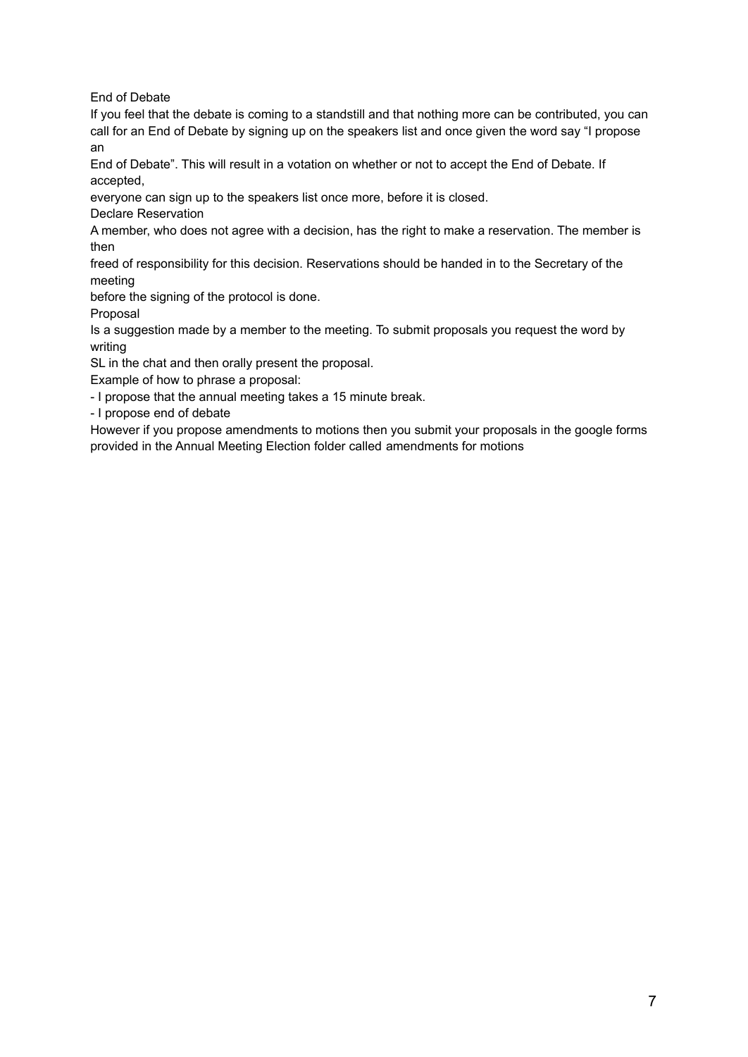## End of Debate

If you feel that the debate is coming to a standstill and that nothing more can be contributed, you can call for an End of Debate by signing up on the speakers list and once given the word say “I propose an End of Debate”. This will result in a votation on whether or not to accept the End of Debate. If accepted, everyone can sign up to the speakers list once more, before it is closed.

## Declare Reservation

A member, who does not agree with a decision, has the right to make a reservation. The member is then freed of responsibility for this decision. Reservations should be handed in to the Secretary of the meeting before the signing of the protocol is done.

## Proposal

Is a suggestion made by a member to the meeting. To submit proposals you request the word by writing SL in the chat and then orally present the proposal.

Example of how to phrase a proposal:

- I propose that the annual meeting takes a 15 minute break.
- I propose end of debate

However if you propose amendments to motions then you submit your proposals in the google forms provided in the Annual Meeting Election folder called amendments for motions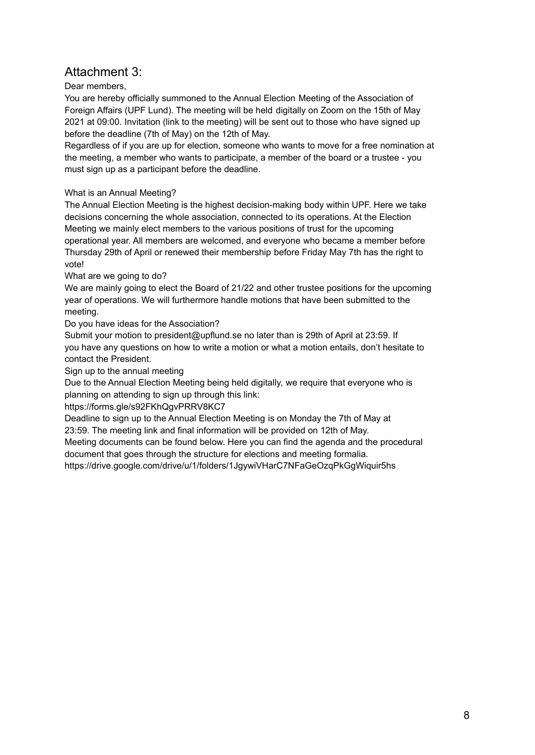## Attachment 3:

Dear members,

You are hereby officially summoned to the Annual Election Meeting of the Association of Foreign Affairs (UPF Lund). The meeting will be held digitally on Zoom on the 15th of May 2021 at 09:00. Invitation (link to the meeting) will be sent out to those who have signed up before the deadline (7th of May) on the 12th of May.

Regardless of if you are up for election, someone who wants to move for a free nomination at the meeting, a member who wants to participate, a member of the board or a trustee - you must sign up as a participant before the deadline.

What is an Annual Meeting?

The Annual Election Meeting is the highest decision-making body within UPF. Here we take decisions concerning the whole association, connected to its operations. At the Election Meeting we mainly elect members to the various positions of trust for the upcoming operational year. All members are welcomed, and everyone who became a member before Thursday 29th of April or renewed their membership before Friday May 7th has the right to vote!

What are we going to do?

We are mainly going to elect the Board of 21/22 and other trustee positions for the upcoming year of operations. We will furthermore handle motions that have been submitted to the meeting.

Do you have ideas for the Association?

Submit your motion to president@upflund.se no later than is 29th of April at 23:59. If you have any questions on how to write a motion or what a motion entails, don't hesitate to contact the President.

Sign up to the annual meeting

Due to the Annual Election Meeting being held digitally, we require that everyone who is planning on attending to sign up through this link:

https://forms.gle/s92FKhQgvPRRV8KC7

Deadline to sign up to the Annual Election Meeting is on Monday the 7th of May at 23:59. The meeting link and final information will be provided on 12th of May.

Meeting documents can be found below. Here you can find the agenda and the procedural document that goes through the structure for elections and meeting formalia.

https://drive.google.com/drive/u/1/folders/1JgywiVHarC7NFaGeOzqPkGgWiquir5hs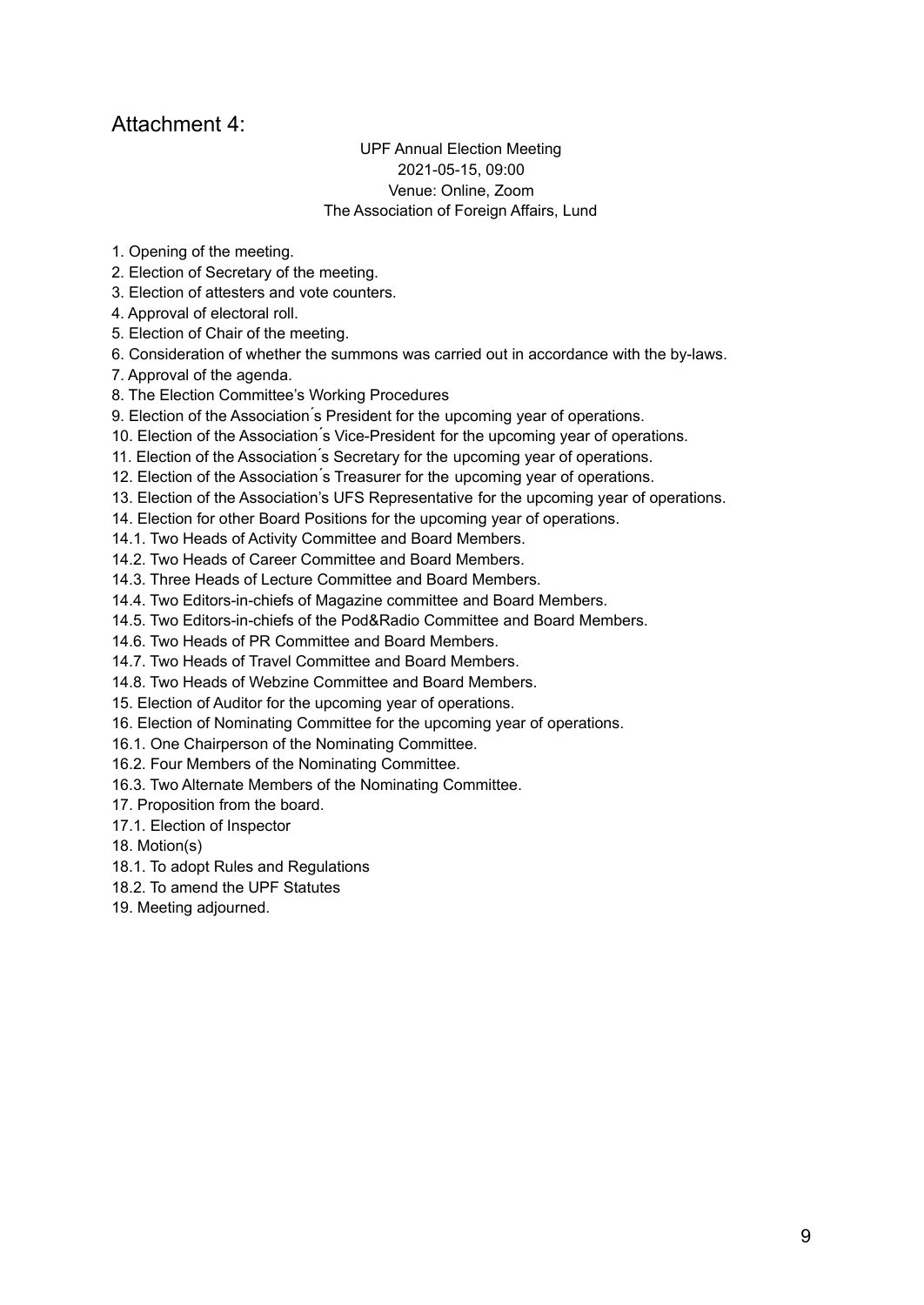# Attachment 4:

UPF Annual Election Meeting
2021-05-15, 09:00
Venue: Online, Zoom
The Association of Foreign Affairs, Lund

1. Opening of the meeting.
2. Election of Secretary of the meeting.
3. Election of attesters and vote counters.
4. Approval of electoral roll.
5. Election of Chair of the meeting.
6. Consideration of whether the summons was carried out in accordance with the by-laws.
7. Approval of the agenda.
8. The Election Committee's Working Procedures
9. Election of the Association´s President for the upcoming year of operations.
10. Election of the Association´s Vice-President for the upcoming year of operations.
11. Election of the Association´s Secretary for the upcoming year of operations.
12. Election of the Association´s Treasurer for the upcoming year of operations.
13. Election of the Association's UFS Representative for the upcoming year of operations.
14. Election for other Board Positions for the upcoming year of operations.

14.1. Two Heads of Activity Committee and Board Members.
14.2. Two Heads of Career Committee and Board Members.
14.3. Three Heads of Lecture Committee and Board Members.
14.4. Two Editors-in-chiefs of Magazine committee and Board Members.
14.5. Two Editors-in-chiefs of the Pod&Radio Committee and Board Members.
14.6. Two Heads of PR Committee and Board Members.
14.7. Two Heads of Travel Committee and Board Members.
14.8. Two Heads of Webzine Committee and Board Members.

15. Election of Auditor for the upcoming year of operations.
16. Election of Nominating Committee for the upcoming year of operations.

16.1. One Chairperson of the Nominating Committee.
16.2. Four Members of the Nominating Committee.
16.3. Two Alternate Members of the Nominating Committee.

17. Proposition from the board.

17.1. Election of Inspector

18. Motion(s)

18.1. To adopt Rules and Regulations
18.2. To amend the UPF Statutes

19. Meeting adjourned.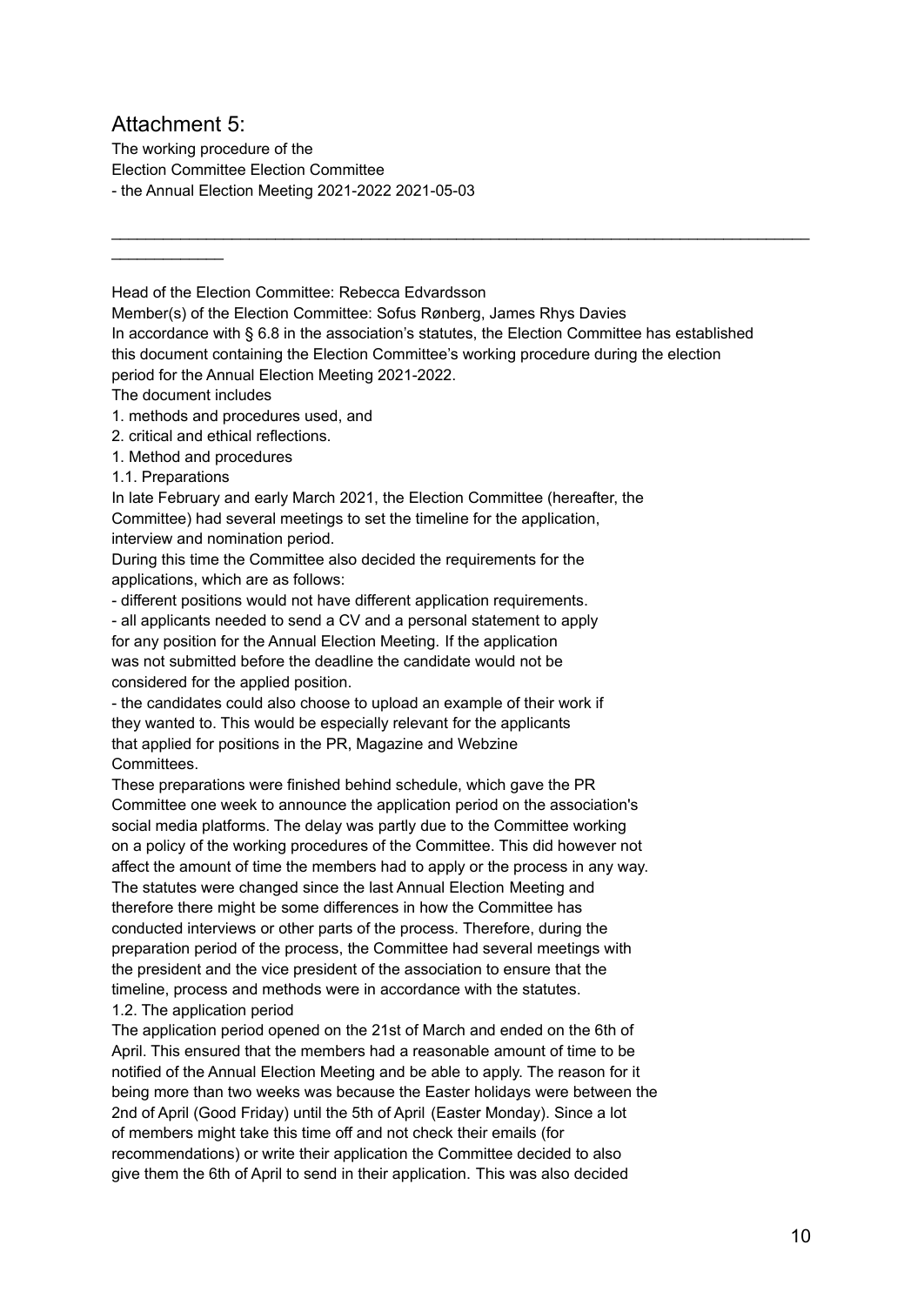## Attachment 5:

The working procedure of the
Election Committee Election Committee
- the Annual Election Meeting 2021-2022 2021-05-03

---

Head of the Election Committee: Rebecca Edvardsson
Member(s) of the Election Committee: Sofus Rønberg, James Rhys Davies
In accordance with § 6.8 in the association's statutes, the Election Committee has established this document containing the Election Committee's working procedure during the election period for the Annual Election Meeting 2021-2022.

The document includes

1. methods and procedures used, and
2. critical and ethical reflections.

1. Method and procedures

1.1. Preparations

In late February and early March 2021, the Election Committee (hereafter, the Committee) had several meetings to set the timeline for the application, interview and nomination period.

During this time the Committee also decided the requirements for the applications, which are as follows:

- different positions would not have different application requirements.
- all applicants needed to send a CV and a personal statement to apply for any position for the Annual Election Meeting. If the application was not submitted before the deadline the candidate would not be considered for the applied position.
- the candidates could also choose to upload an example of their work if they wanted to. This would be especially relevant for the applicants that applied for positions in the PR, Magazine and Webzine Committees.

These preparations were finished behind schedule, which gave the PR Committee one week to announce the application period on the association's social media platforms. The delay was partly due to the Committee working on a policy of the working procedures of the Committee. This did however not affect the amount of time the members had to apply or the process in any way. The statutes were changed since the last Annual Election Meeting and therefore there might be some differences in how the Committee has conducted interviews or other parts of the process. Therefore, during the preparation period of the process, the Committee had several meetings with the president and the vice president of the association to ensure that the timeline, process and methods were in accordance with the statutes.

1.2. The application period

The application period opened on the 21st of March and ended on the 6th of April. This ensured that the members had a reasonable amount of time to be notified of the Annual Election Meeting and be able to apply. The reason for it being more than two weeks was because the Easter holidays were between the 2nd of April (Good Friday) until the 5th of April (Easter Monday). Since a lot of members might take this time off and not check their emails (for recommendations) or write their application the Committee decided to also give them the 6th of April to send in their application. This was also decided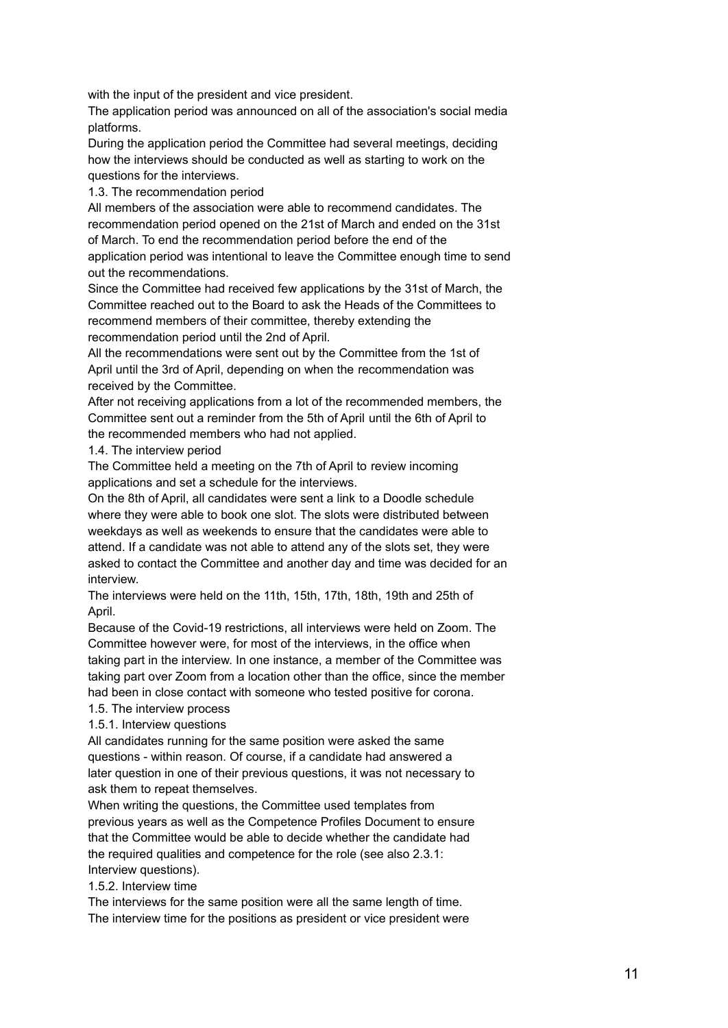with the input of the president and vice president.

The application period was announced on all of the association's social media platforms.

During the application period the Committee had several meetings, deciding how the interviews should be conducted as well as starting to work on the questions for the interviews.

### 1.3. The recommendation period

All members of the association were able to recommend candidates. The recommendation period opened on the 21st of March and ended on the 31st of March. To end the recommendation period before the end of the application period was intentional to leave the Committee enough time to send out the recommendations.

Since the Committee had received few applications by the 31st of March, the Committee reached out to the Board to ask the Heads of the Committees to recommend members of their committee, thereby extending the recommendation period until the 2nd of April.

All the recommendations were sent out by the Committee from the 1st of April until the 3rd of April, depending on when the recommendation was received by the Committee.

After not receiving applications from a lot of the recommended members, the Committee sent out a reminder from the 5th of April until the 6th of April to the recommended members who had not applied.

### 1.4. The interview period

The Committee held a meeting on the 7th of April to review incoming applications and set a schedule for the interviews.

On the 8th of April, all candidates were sent a link to a Doodle schedule where they were able to book one slot. The slots were distributed between weekdays as well as weekends to ensure that the candidates were able to attend. If a candidate was not able to attend any of the slots set, they were asked to contact the Committee and another day and time was decided for an interview.

The interviews were held on the 11th, 15th, 17th, 18th, 19th and 25th of April.

Because of the Covid-19 restrictions, all interviews were held on Zoom. The Committee however were, for most of the interviews, in the office when taking part in the interview. In one instance, a member of the Committee was taking part over Zoom from a location other than the office, since the member had been in close contact with someone who tested positive for corona.

### 1.5. The interview process

#### 1.5.1. Interview questions

All candidates running for the same position were asked the same questions - within reason. Of course, if a candidate had answered a later question in one of their previous questions, it was not necessary to ask them to repeat themselves.

When writing the questions, the Committee used templates from previous years as well as the Competence Profiles Document to ensure that the Committee would be able to decide whether the candidate had the required qualities and competence for the role (see also 2.3.1: Interview questions).

#### 1.5.2. Interview time

The interviews for the same position were all the same length of time. The interview time for the positions as president or vice president were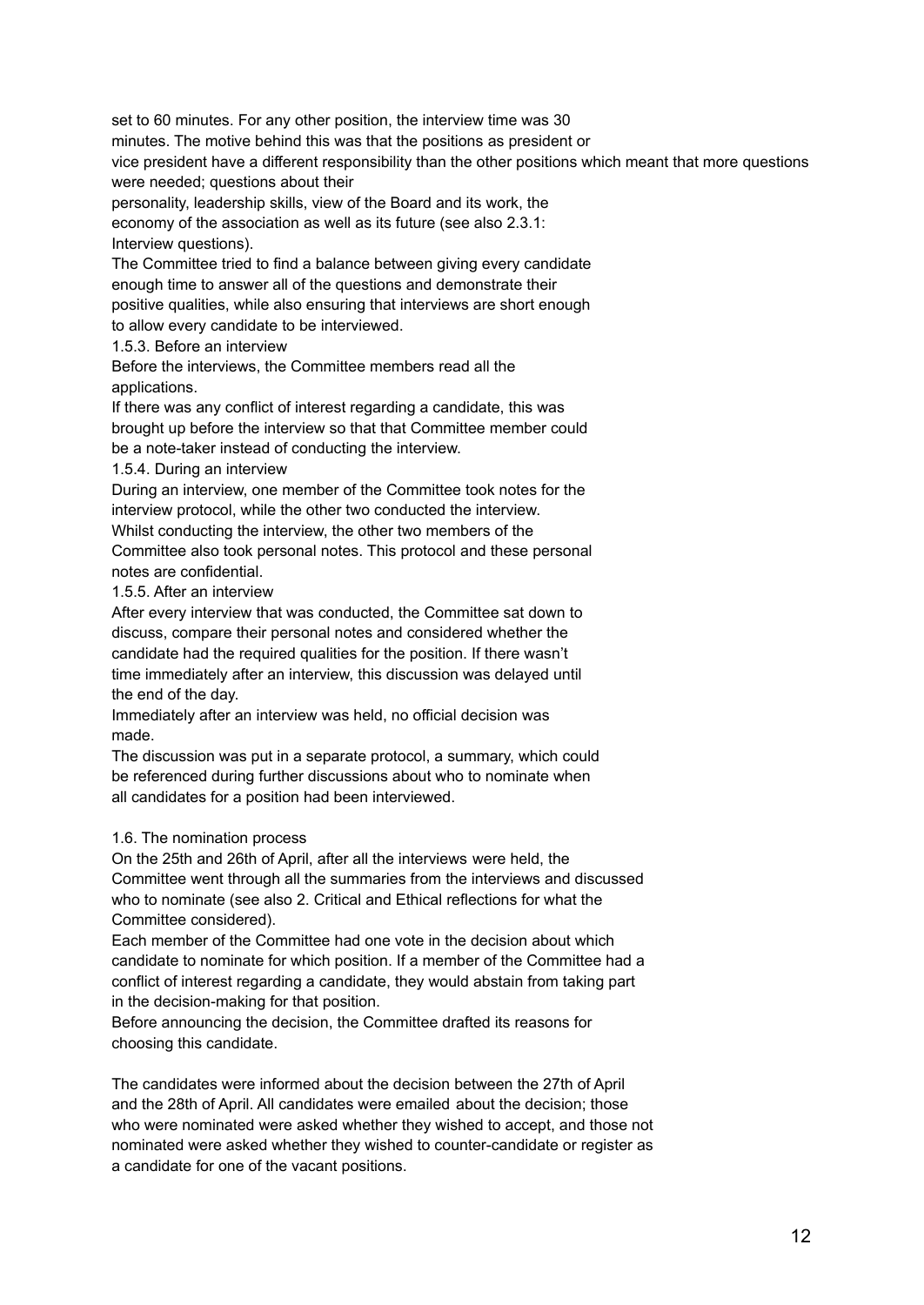set to 60 minutes. For any other position, the interview time was 30 minutes. The motive behind this was that the positions as president or vice president have a different responsibility than the other positions which meant that more questions were needed; questions about their personality, leadership skills, view of the Board and its work, the economy of the association as well as its future (see also 2.3.1: Interview questions).

The Committee tried to find a balance between giving every candidate enough time to answer all of the questions and demonstrate their positive qualities, while also ensuring that interviews are short enough to allow every candidate to be interviewed.

### 1.5.3. Before an interview

Before the interviews, the Committee members read all the applications.

If there was any conflict of interest regarding a candidate, this was brought up before the interview so that that Committee member could be a note-taker instead of conducting the interview.

### 1.5.4. During an interview

During an interview, one member of the Committee took notes for the interview protocol, while the other two conducted the interview.

Whilst conducting the interview, the other two members of the Committee also took personal notes. This protocol and these personal notes are confidential.

### 1.5.5. After an interview

After every interview that was conducted, the Committee sat down to discuss, compare their personal notes and considered whether the candidate had the required qualities for the position. If there wasn't time immediately after an interview, this discussion was delayed until the end of the day.

Immediately after an interview was held, no official decision was made.

The discussion was put in a separate protocol, a summary, which could be referenced during further discussions about who to nominate when all candidates for a position had been interviewed.

## 1.6. The nomination process

On the 25th and 26th of April, after all the interviews were held, the Committee went through all the summaries from the interviews and discussed who to nominate (see also 2. Critical and Ethical reflections for what the Committee considered).

Each member of the Committee had one vote in the decision about which candidate to nominate for which position. If a member of the Committee had a conflict of interest regarding a candidate, they would abstain from taking part in the decision-making for that position.

Before announcing the decision, the Committee drafted its reasons for choosing this candidate.

The candidates were informed about the decision between the 27th of April and the 28th of April. All candidates were emailed about the decision; those who were nominated were asked whether they wished to accept, and those not nominated were asked whether they wished to counter-candidate or register as a candidate for one of the vacant positions.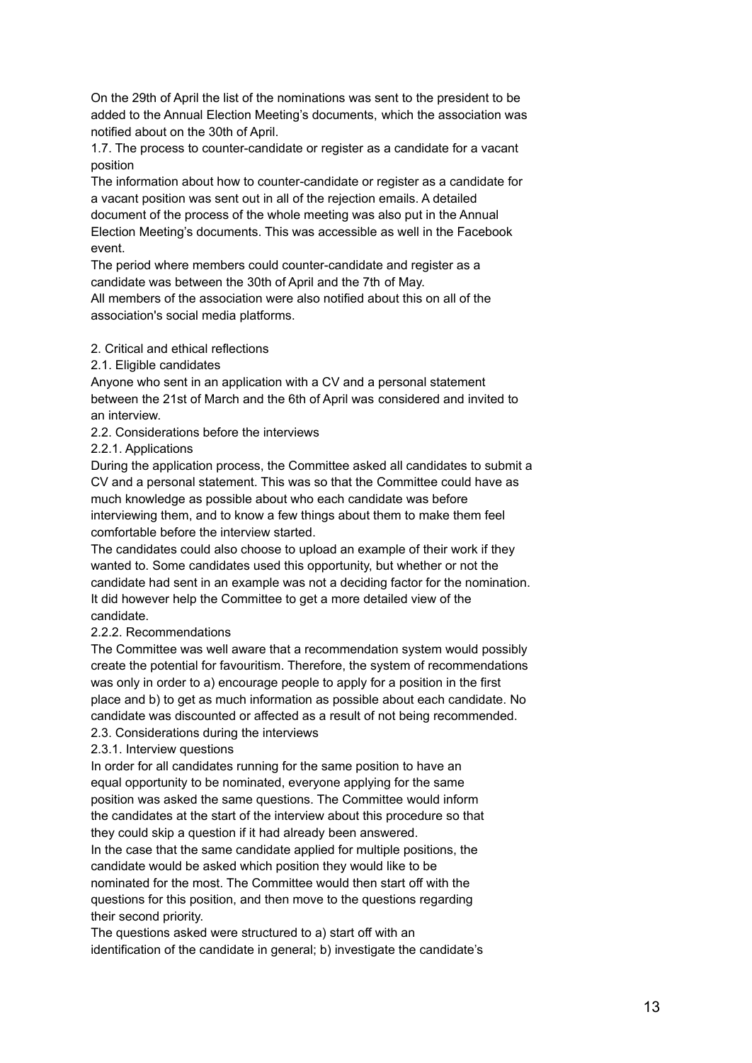On the 29th of April the list of the nominations was sent to the president to be added to the Annual Election Meeting's documents, which the association was notified about on the 30th of April.

### 1.7. The process to counter-candidate or register as a candidate for a vacant position

The information about how to counter-candidate or register as a candidate for a vacant position was sent out in all of the rejection emails. A detailed document of the process of the whole meeting was also put in the Annual Election Meeting's documents. This was accessible as well in the Facebook event.

The period where members could counter-candidate and register as a candidate was between the 30th of April and the 7th of May.

All members of the association were also notified about this on all of the association's social media platforms.

## 2. Critical and ethical reflections

### 2.1. Eligible candidates

Anyone who sent in an application with a CV and a personal statement between the 21st of March and the 6th of April was considered and invited to an interview.

### 2.2. Considerations before the interviews

#### 2.2.1. Applications

During the application process, the Committee asked all candidates to submit a CV and a personal statement. This was so that the Committee could have as much knowledge as possible about who each candidate was before interviewing them, and to know a few things about them to make them feel comfortable before the interview started.

The candidates could also choose to upload an example of their work if they wanted to. Some candidates used this opportunity, but whether or not the candidate had sent in an example was not a deciding factor for the nomination. It did however help the Committee to get a more detailed view of the candidate.

#### 2.2.2. Recommendations

The Committee was well aware that a recommendation system would possibly create the potential for favouritism. Therefore, the system of recommendations was only in order to a) encourage people to apply for a position in the first place and b) to get as much information as possible about each candidate. No candidate was discounted or affected as a result of not being recommended.

### 2.3. Considerations during the interviews

#### 2.3.1. Interview questions

In order for all candidates running for the same position to have an equal opportunity to be nominated, everyone applying for the same position was asked the same questions. The Committee would inform the candidates at the start of the interview about this procedure so that they could skip a question if it had already been answered.

In the case that the same candidate applied for multiple positions, the candidate would be asked which position they would like to be nominated for the most. The Committee would then start off with the questions for this position, and then move to the questions regarding their second priority.

The questions asked were structured to a) start off with an identification of the candidate in general; b) investigate the candidate's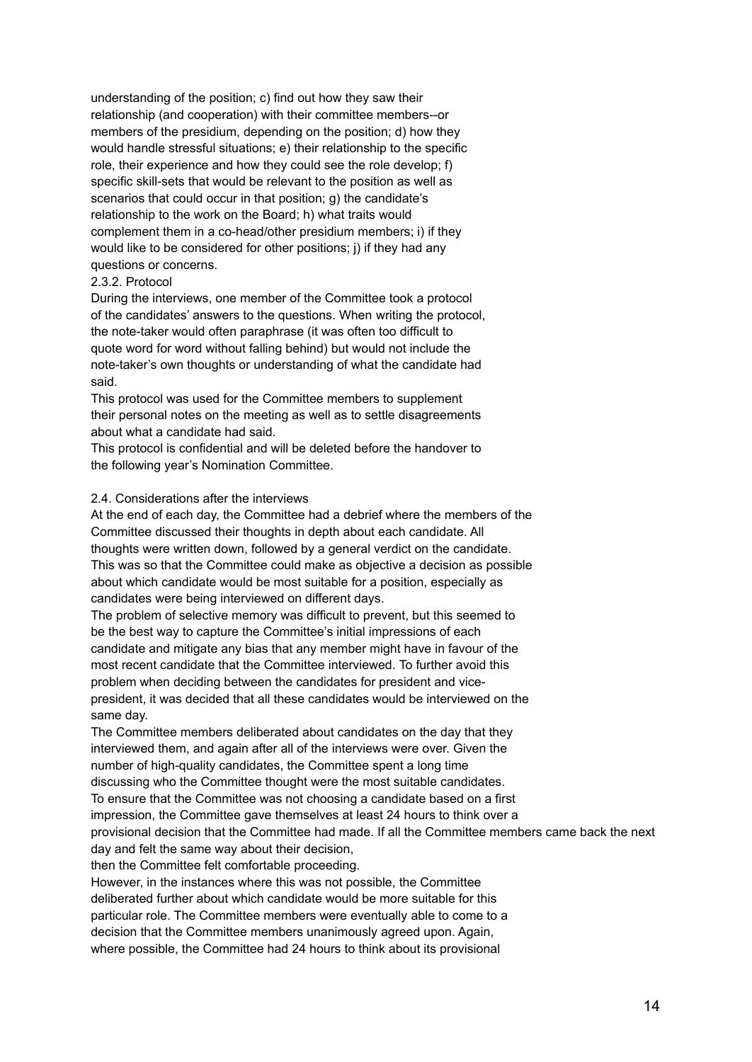understanding of the position; c) find out how they saw their relationship (and cooperation) with their committee members--or members of the presidium, depending on the position; d) how they would handle stressful situations; e) their relationship to the specific role, their experience and how they could see the role develop; f) specific skill-sets that would be relevant to the position as well as scenarios that could occur in that position; g) the candidate's relationship to the work on the Board; h) what traits would complement them in a co-head/other presidium members; i) if they would like to be considered for other positions; j) if they had any questions or concerns.

#### 2.3.2. Protocol

During the interviews, one member of the Committee took a protocol of the candidates' answers to the questions. When writing the protocol, the note-taker would often paraphrase (it was often too difficult to quote word for word without falling behind) but would not include the note-taker's own thoughts or understanding of what the candidate had said.

This protocol was used for the Committee members to supplement their personal notes on the meeting as well as to settle disagreements about what a candidate had said.

This protocol is confidential and will be deleted before the handover to the following year's Nomination Committee.

### 2.4. Considerations after the interviews

At the end of each day, the Committee had a debrief where the members of the Committee discussed their thoughts in depth about each candidate. All thoughts were written down, followed by a general verdict on the candidate. This was so that the Committee could make as objective a decision as possible about which candidate would be most suitable for a position, especially as candidates were being interviewed on different days.

The problem of selective memory was difficult to prevent, but this seemed to be the best way to capture the Committee's initial impressions of each candidate and mitigate any bias that any member might have in favour of the most recent candidate that the Committee interviewed. To further avoid this problem when deciding between the candidates for president and vice-president, it was decided that all these candidates would be interviewed on the same day.

The Committee members deliberated about candidates on the day that they interviewed them, and again after all of the interviews were over. Given the number of high-quality candidates, the Committee spent a long time discussing who the Committee thought were the most suitable candidates.

To ensure that the Committee was not choosing a candidate based on a first impression, the Committee gave themselves at least 24 hours to think over a provisional decision that the Committee had made. If all the Committee members came back the next day and felt the same way about their decision, then the Committee felt comfortable proceeding.

However, in the instances where this was not possible, the Committee deliberated further about which candidate would be more suitable for this particular role. The Committee members were eventually able to come to a decision that the Committee members unanimously agreed upon. Again, where possible, the Committee had 24 hours to think about its provisional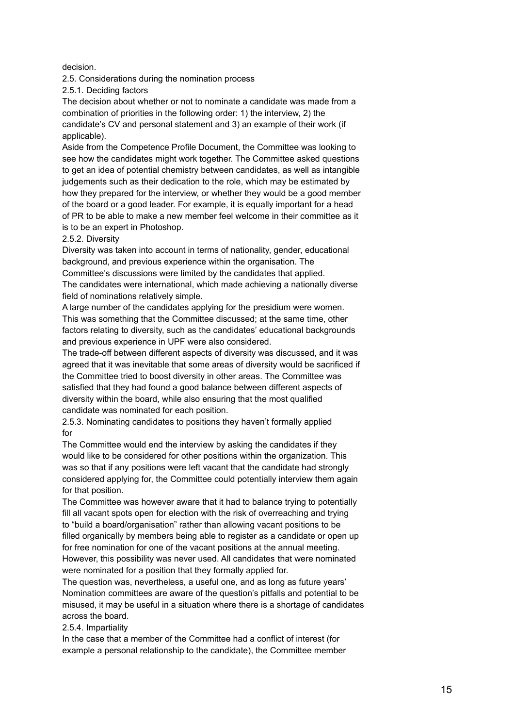decision.

### 2.5. Considerations during the nomination process

#### 2.5.1. Deciding factors

The decision about whether or not to nominate a candidate was made from a combination of priorities in the following order: 1) the interview, 2) the candidate's CV and personal statement and 3) an example of their work (if applicable).

Aside from the Competence Profile Document, the Committee was looking to see how the candidates might work together. The Committee asked questions to get an idea of potential chemistry between candidates, as well as intangible judgements such as their dedication to the role, which may be estimated by how they prepared for the interview, or whether they would be a good member of the board or a good leader. For example, it is equally important for a head of PR to be able to make a new member feel welcome in their committee as it is to be an expert in Photoshop.

#### 2.5.2. Diversity

Diversity was taken into account in terms of nationality, gender, educational background, and previous experience within the organisation. The Committee's discussions were limited by the candidates that applied.

The candidates were international, which made achieving a nationally diverse field of nominations relatively simple.

A large number of the candidates applying for the presidium were women. This was something that the Committee discussed; at the same time, other factors relating to diversity, such as the candidates' educational backgrounds and previous experience in UPF were also considered.

The trade-off between different aspects of diversity was discussed, and it was agreed that it was inevitable that some areas of diversity would be sacrificed if the Committee tried to boost diversity in other areas. The Committee was satisfied that they had found a good balance between different aspects of diversity within the board, while also ensuring that the most qualified candidate was nominated for each position.

#### 2.5.3. Nominating candidates to positions they haven't formally applied for

The Committee would end the interview by asking the candidates if they would like to be considered for other positions within the organization. This was so that if any positions were left vacant that the candidate had strongly considered applying for, the Committee could potentially interview them again for that position.

The Committee was however aware that it had to balance trying to potentially fill all vacant spots open for election with the risk of overreaching and trying to "build a board/organisation" rather than allowing vacant positions to be filled organically by members being able to register as a candidate or open up for free nomination for one of the vacant positions at the annual meeting.

However, this possibility was never used. All candidates that were nominated were nominated for a position that they formally applied for.

The question was, nevertheless, a useful one, and as long as future years' Nomination committees are aware of the question's pitfalls and potential to be misused, it may be useful in a situation where there is a shortage of candidates across the board.

#### 2.5.4. Impartiality

In the case that a member of the Committee had a conflict of interest (for example a personal relationship to the candidate), the Committee member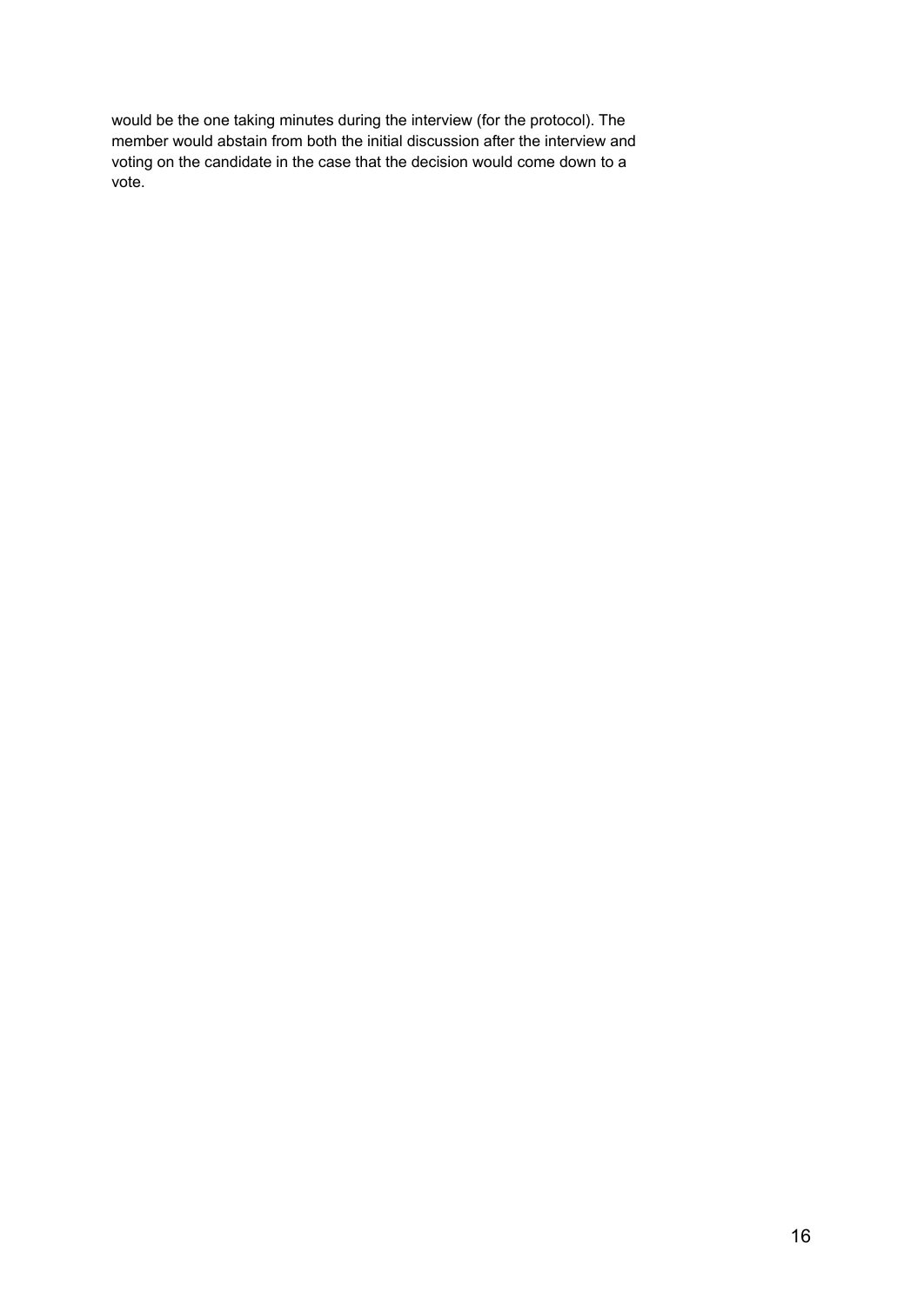would be the one taking minutes during the interview (for the protocol). The member would abstain from both the initial discussion after the interview and voting on the candidate in the case that the decision would come down to a vote.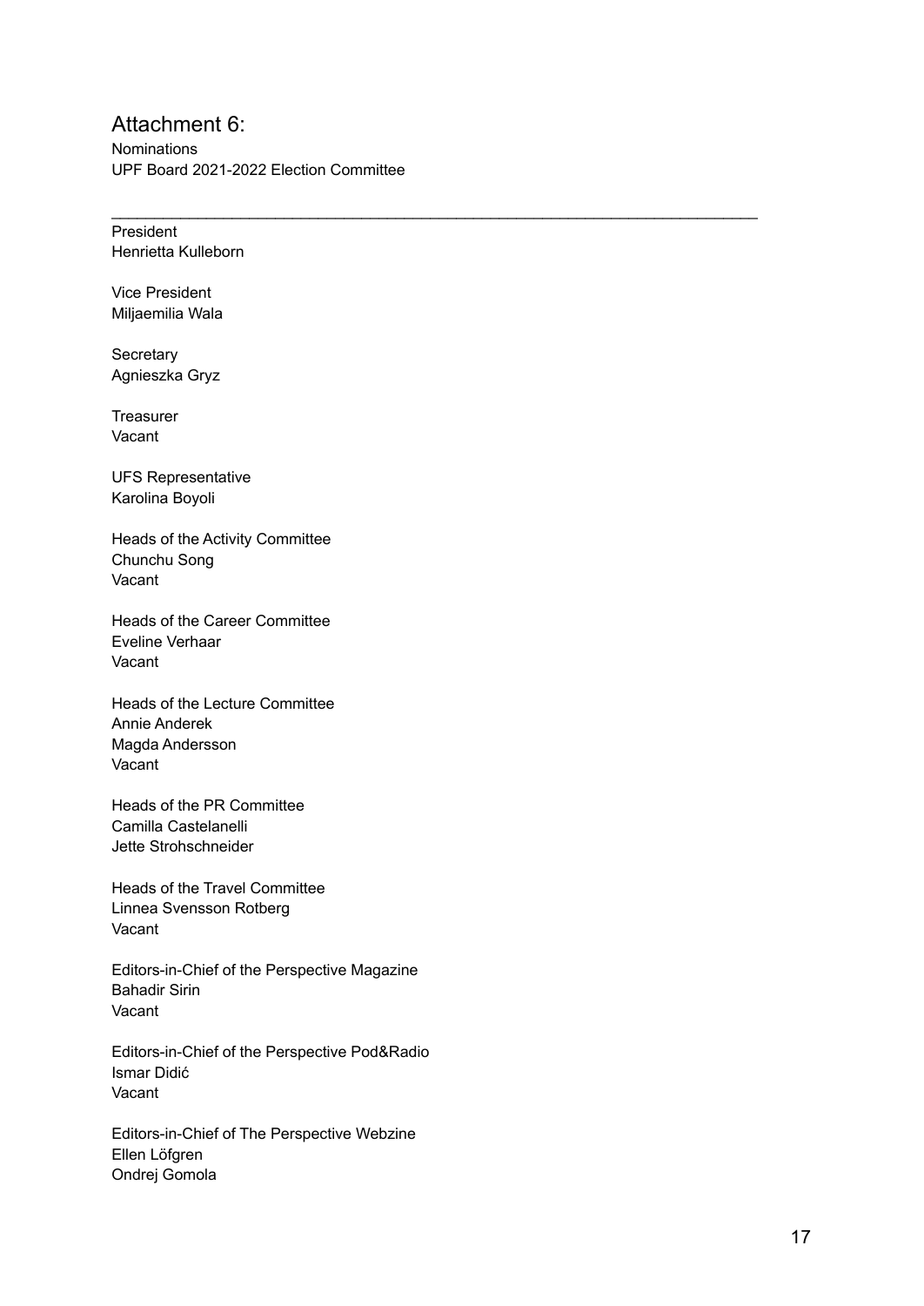## Attachment 6:

Nominations
UPF Board 2021-2022 Election Committee

---

President
Henrietta Kulleborn

Vice President
Miljaemilia Wala

Secretary
Agnieszka Gryz

Treasurer
Vacant

UFS Representative
Karolina Boyoli

Heads of the Activity Committee
Chunchu Song
Vacant

Heads of the Career Committee
Eveline Verhaar
Vacant

Heads of the Lecture Committee
Annie Anderek
Magda Andersson
Vacant

Heads of the PR Committee
Camilla Castelanelli
Jette Strohschneider

Heads of the Travel Committee
Linnea Svensson Rotberg
Vacant

Editors-in-Chief of the Perspective Magazine
Bahadir Sirin
Vacant

Editors-in-Chief of the Perspective Pod&Radio
Ismar Didić
Vacant

Editors-in-Chief of The Perspective Webzine
Ellen Löfgren
Ondrej Gomola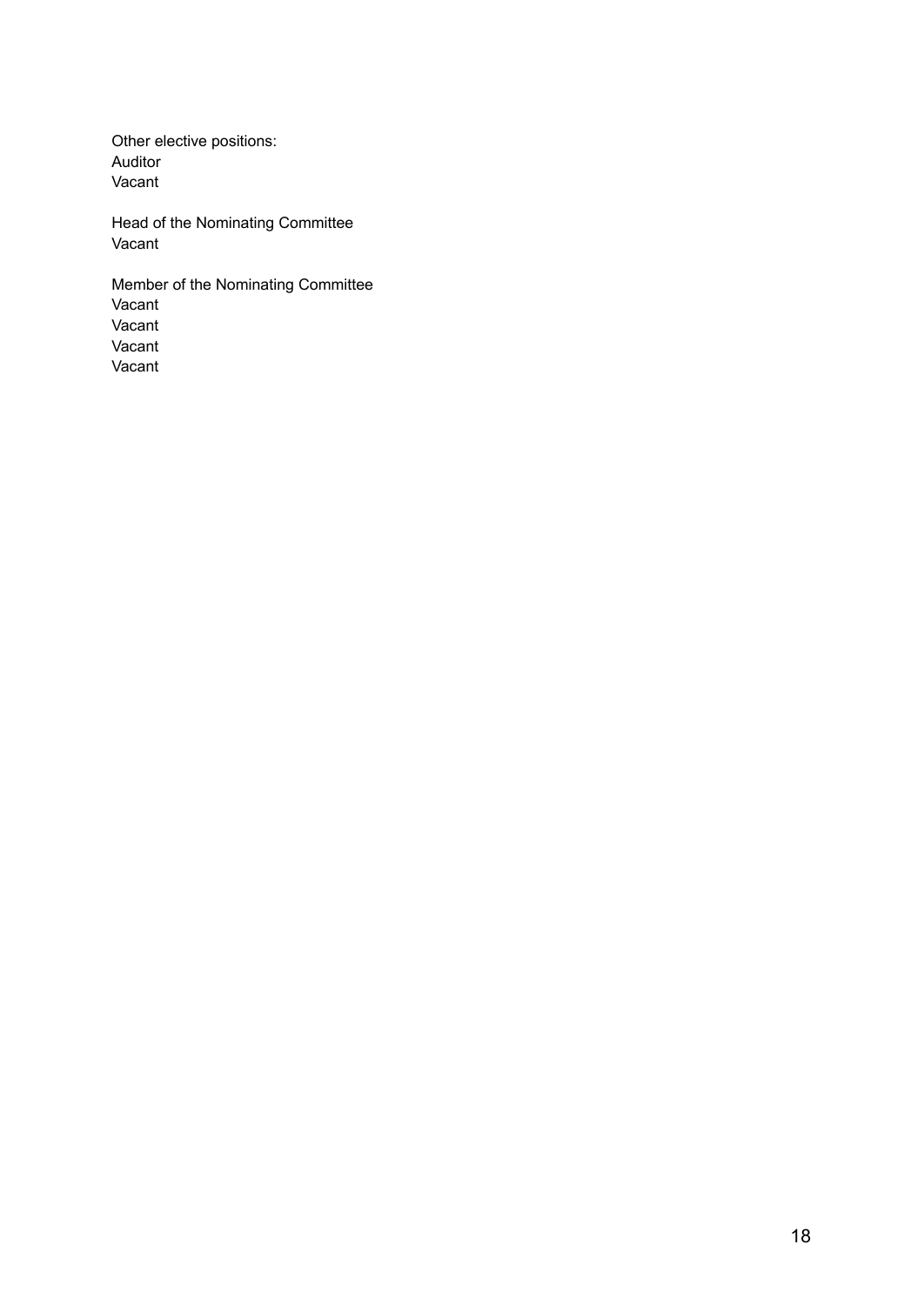Other elective positions:
Auditor
Vacant

Head of the Nominating Committee
Vacant

Member of the Nominating Committee
Vacant
Vacant
Vacant
Vacant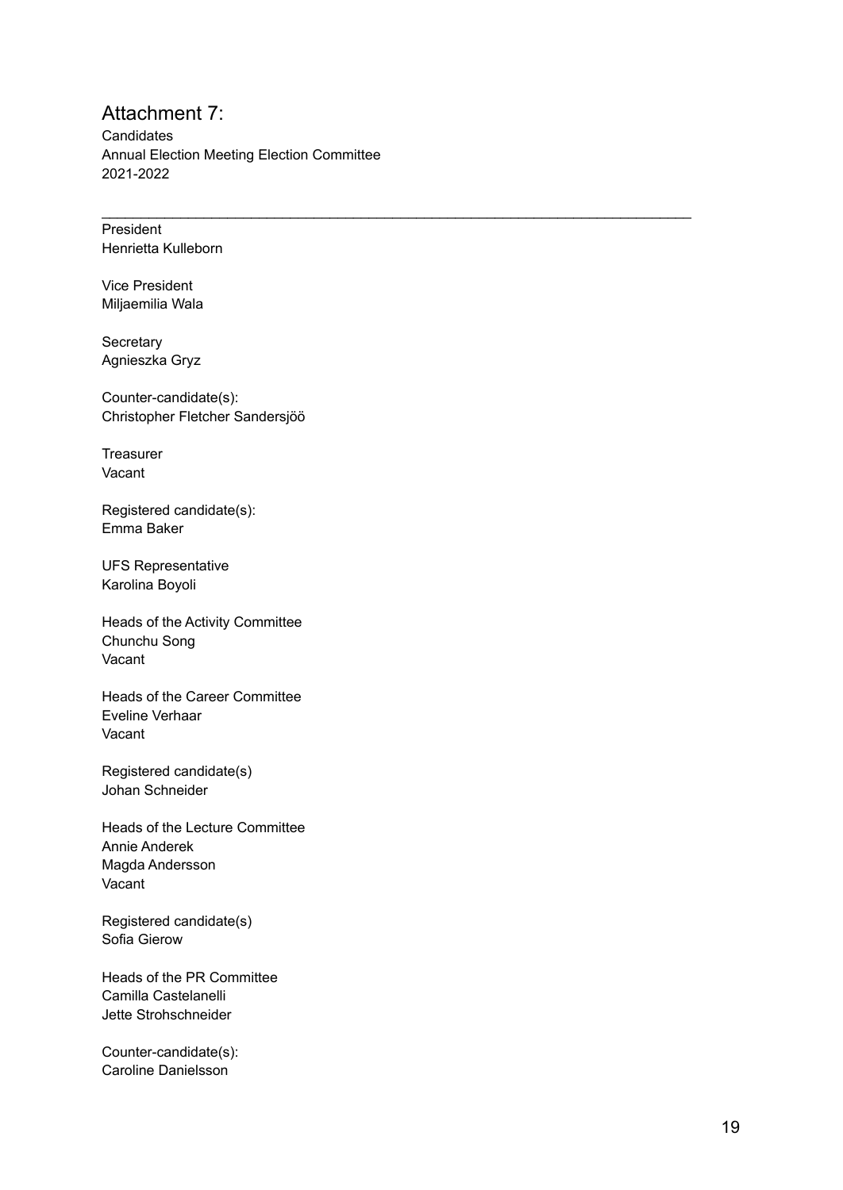## Attachment 7:

Candidates
Annual Election Meeting Election Committee
2021-2022

---

President
Henrietta Kulleborn

Vice President
Miljaemilia Wala

Secretary
Agnieszka Gryz

Counter-candidate(s):
Christopher Fletcher Sandersjöö

Treasurer
Vacant

Registered candidate(s):
Emma Baker

UFS Representative
Karolina Boyoli

Heads of the Activity Committee
Chunchu Song
Vacant

Heads of the Career Committee
Eveline Verhaar
Vacant

Registered candidate(s)
Johan Schneider

Heads of the Lecture Committee
Annie Anderek
Magda Andersson
Vacant

Registered candidate(s)
Sofia Gierow

Heads of the PR Committee
Camilla Castelanelli
Jette Strohschneider

Counter-candidate(s):
Caroline Danielsson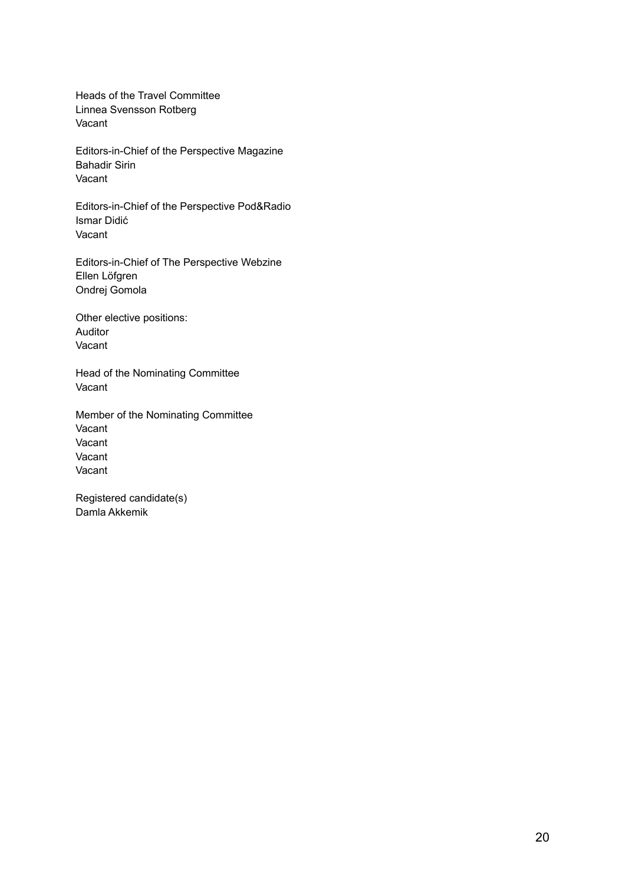Heads of the Travel Committee
Linnea Svensson Rotberg
Vacant

Editors-in-Chief of the Perspective Magazine
Bahadir Sirin
Vacant

Editors-in-Chief of the Perspective Pod&Radio
Ismar Didić
Vacant

Editors-in-Chief of The Perspective Webzine
Ellen Löfgren
Ondrej Gomola

Other elective positions:
Auditor
Vacant

Head of the Nominating Committee
Vacant

Member of the Nominating Committee
Vacant
Vacant
Vacant
Vacant

Registered candidate(s)
Damla Akkemik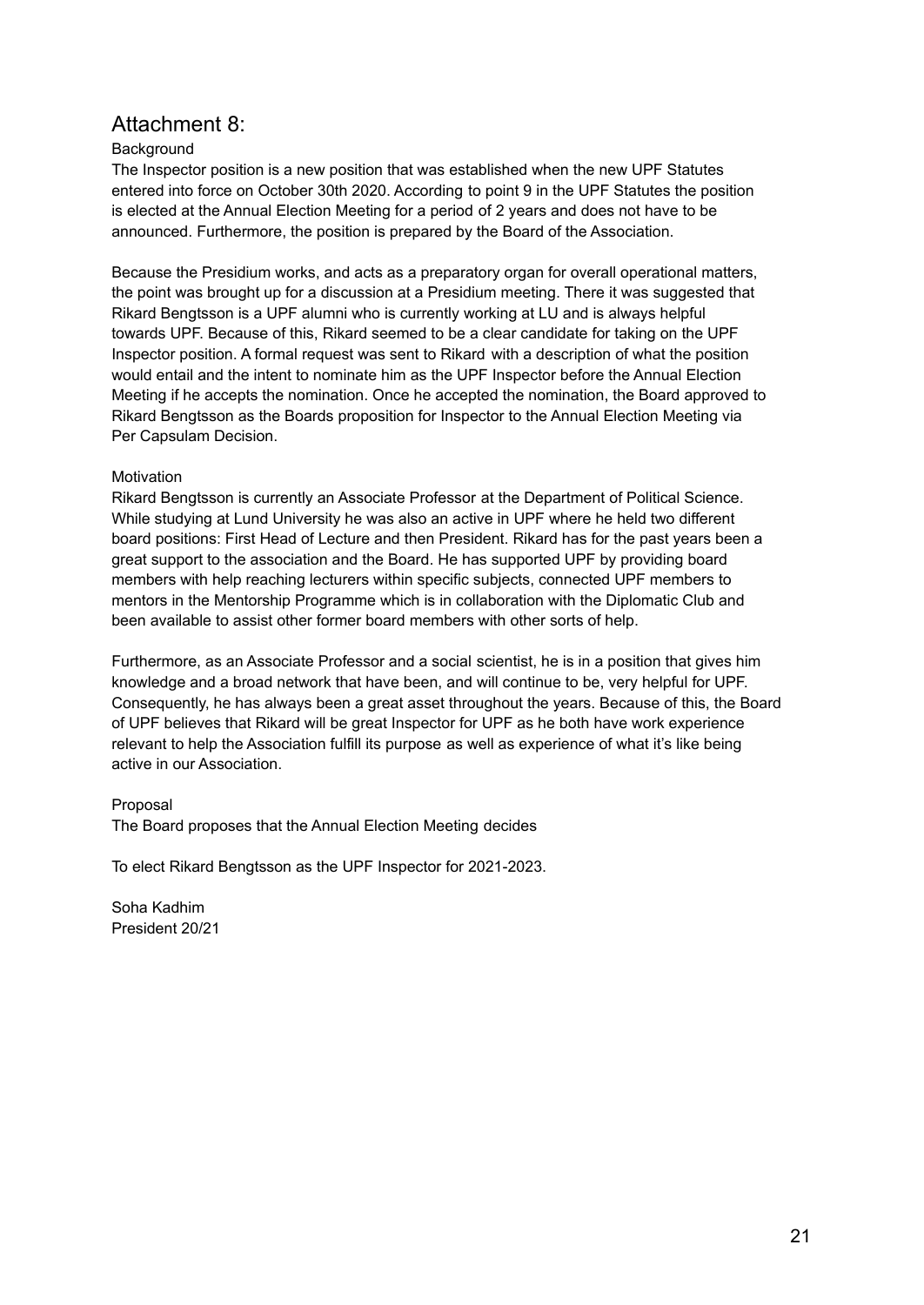# Attachment 8:

Background

The Inspector position is a new position that was established when the new UPF Statutes entered into force on October 30th 2020. According to point 9 in the UPF Statutes the position is elected at the Annual Election Meeting for a period of 2 years and does not have to be announced. Furthermore, the position is prepared by the Board of the Association.

Because the Presidium works, and acts as a preparatory organ for overall operational matters, the point was brought up for a discussion at a Presidium meeting. There it was suggested that Rikard Bengtsson is a UPF alumni who is currently working at LU and is always helpful towards UPF. Because of this, Rikard seemed to be a clear candidate for taking on the UPF Inspector position. A formal request was sent to Rikard with a description of what the position would entail and the intent to nominate him as the UPF Inspector before the Annual Election Meeting if he accepts the nomination. Once he accepted the nomination, the Board approved to Rikard Bengtsson as the Boards proposition for Inspector to the Annual Election Meeting via Per Capsulam Decision.

Motivation

Rikard Bengtsson is currently an Associate Professor at the Department of Political Science. While studying at Lund University he was also an active in UPF where he held two different board positions: First Head of Lecture and then President. Rikard has for the past years been a great support to the association and the Board. He has supported UPF by providing board members with help reaching lecturers within specific subjects, connected UPF members to mentors in the Mentorship Programme which is in collaboration with the Diplomatic Club and been available to assist other former board members with other sorts of help.

Furthermore, as an Associate Professor and a social scientist, he is in a position that gives him knowledge and a broad network that have been, and will continue to be, very helpful for UPF. Consequently, he has always been a great asset throughout the years. Because of this, the Board of UPF believes that Rikard will be great Inspector for UPF as he both have work experience relevant to help the Association fulfill its purpose as well as experience of what it's like being active in our Association.

Proposal

The Board proposes that the Annual Election Meeting decides

To elect Rikard Bengtsson as the UPF Inspector for 2021-2023.

Soha Kadhim
President 20/21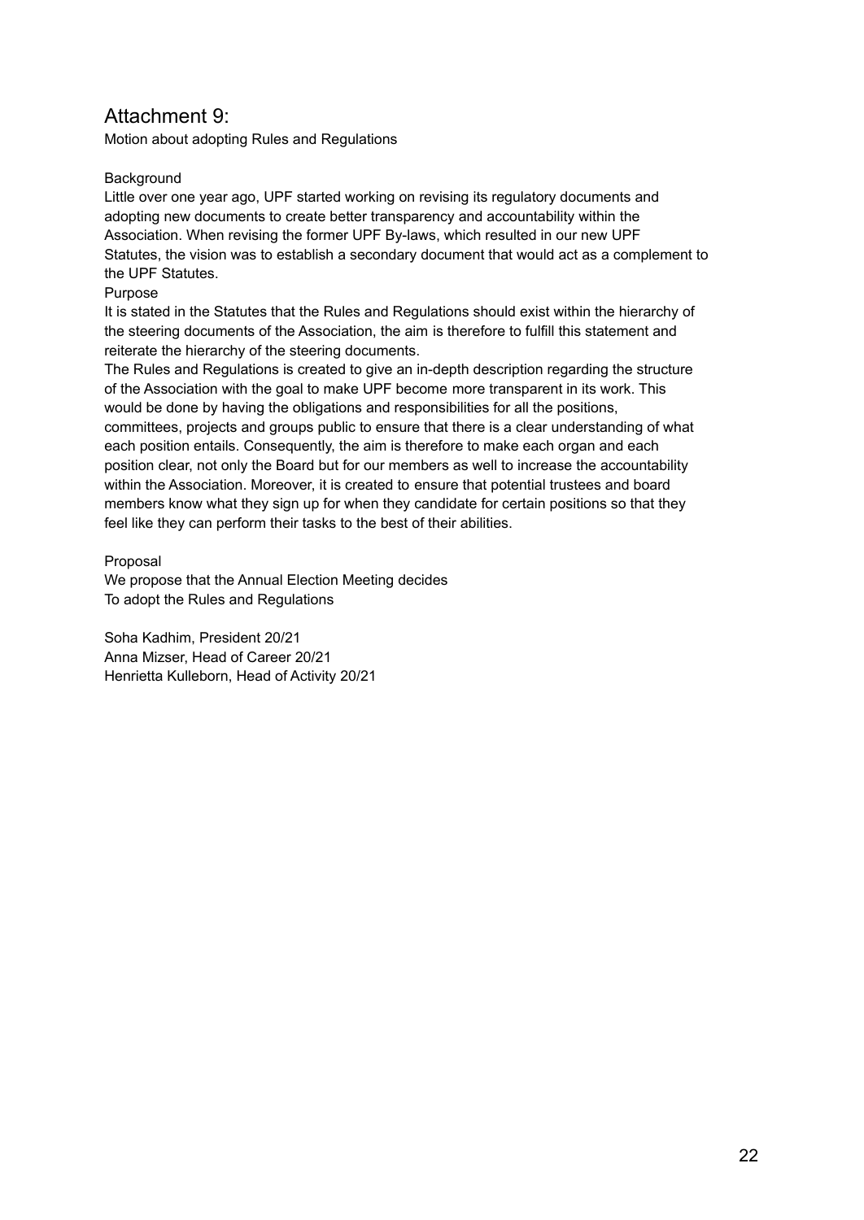# Attachment 9:

Motion about adopting Rules and Regulations

Background

Little over one year ago, UPF started working on revising its regulatory documents and adopting new documents to create better transparency and accountability within the Association. When revising the former UPF By-laws, which resulted in our new UPF Statutes, the vision was to establish a secondary document that would act as a complement to the UPF Statutes.

Purpose

It is stated in the Statutes that the Rules and Regulations should exist within the hierarchy of the steering documents of the Association, the aim is therefore to fulfill this statement and reiterate the hierarchy of the steering documents.

The Rules and Regulations is created to give an in-depth description regarding the structure of the Association with the goal to make UPF become more transparent in its work. This would be done by having the obligations and responsibilities for all the positions, committees, projects and groups public to ensure that there is a clear understanding of what each position entails. Consequently, the aim is therefore to make each organ and each position clear, not only the Board but for our members as well to increase the accountability within the Association. Moreover, it is created to ensure that potential trustees and board members know what they sign up for when they candidate for certain positions so that they feel like they can perform their tasks to the best of their abilities.

Proposal

We propose that the Annual Election Meeting decides
To adopt the Rules and Regulations

Soha Kadhim, President 20/21
Anna Mizser, Head of Career 20/21
Henrietta Kulleborn, Head of Activity 20/21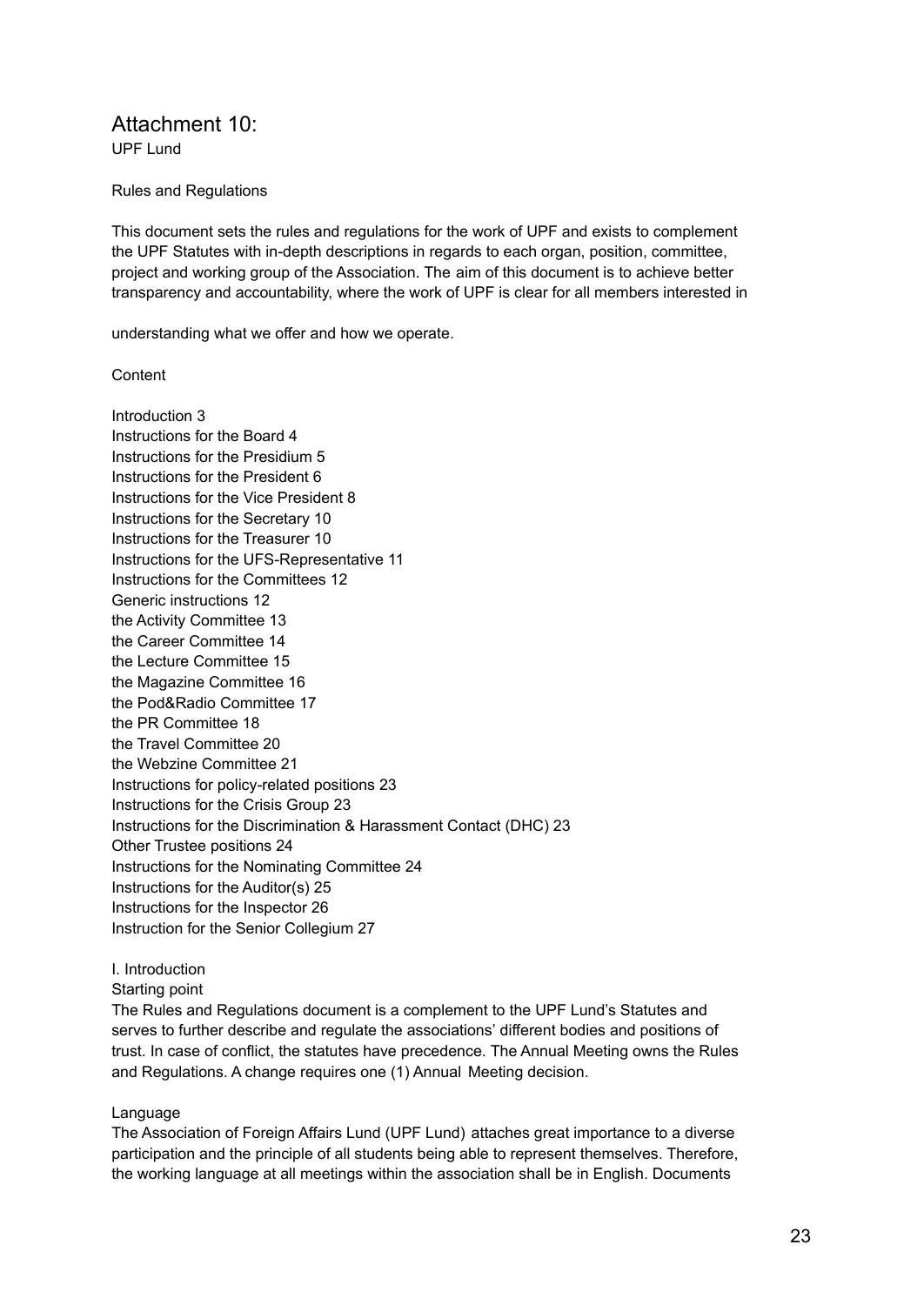# Attachment 10:

UPF Lund

Rules and Regulations

This document sets the rules and regulations for the work of UPF and exists to complement the UPF Statutes with in-depth descriptions in regards to each organ, position, committee, project and working group of the Association. The aim of this document is to achieve better transparency and accountability, where the work of UPF is clear for all members interested in

understanding what we offer and how we operate.

Content

Introduction 3
Instructions for the Board 4
Instructions for the Presidium 5
Instructions for the President 6
Instructions for the Vice President 8
Instructions for the Secretary 10
Instructions for the Treasurer 10
Instructions for the UFS-Representative 11
Instructions for the Committees 12
Generic instructions 12
the Activity Committee 13
the Career Committee 14
the Lecture Committee 15
the Magazine Committee 16
the Pod&Radio Committee 17
the PR Committee 18
the Travel Committee 20
the Webzine Committee 21
Instructions for policy-related positions 23
Instructions for the Crisis Group 23
Instructions for the Discrimination & Harassment Contact (DHC) 23
Other Trustee positions 24
Instructions for the Nominating Committee 24
Instructions for the Auditor(s) 25
Instructions for the Inspector 26
Instruction for the Senior Collegium 27

## I. Introduction

### Starting point

The Rules and Regulations document is a complement to the UPF Lund's Statutes and serves to further describe and regulate the associations' different bodies and positions of trust. In case of conflict, the statutes have precedence. The Annual Meeting owns the Rules and Regulations. A change requires one (1) Annual Meeting decision.

### Language

The Association of Foreign Affairs Lund (UPF Lund) attaches great importance to a diverse participation and the principle of all students being able to represent themselves. Therefore, the working language at all meetings within the association shall be in English. Documents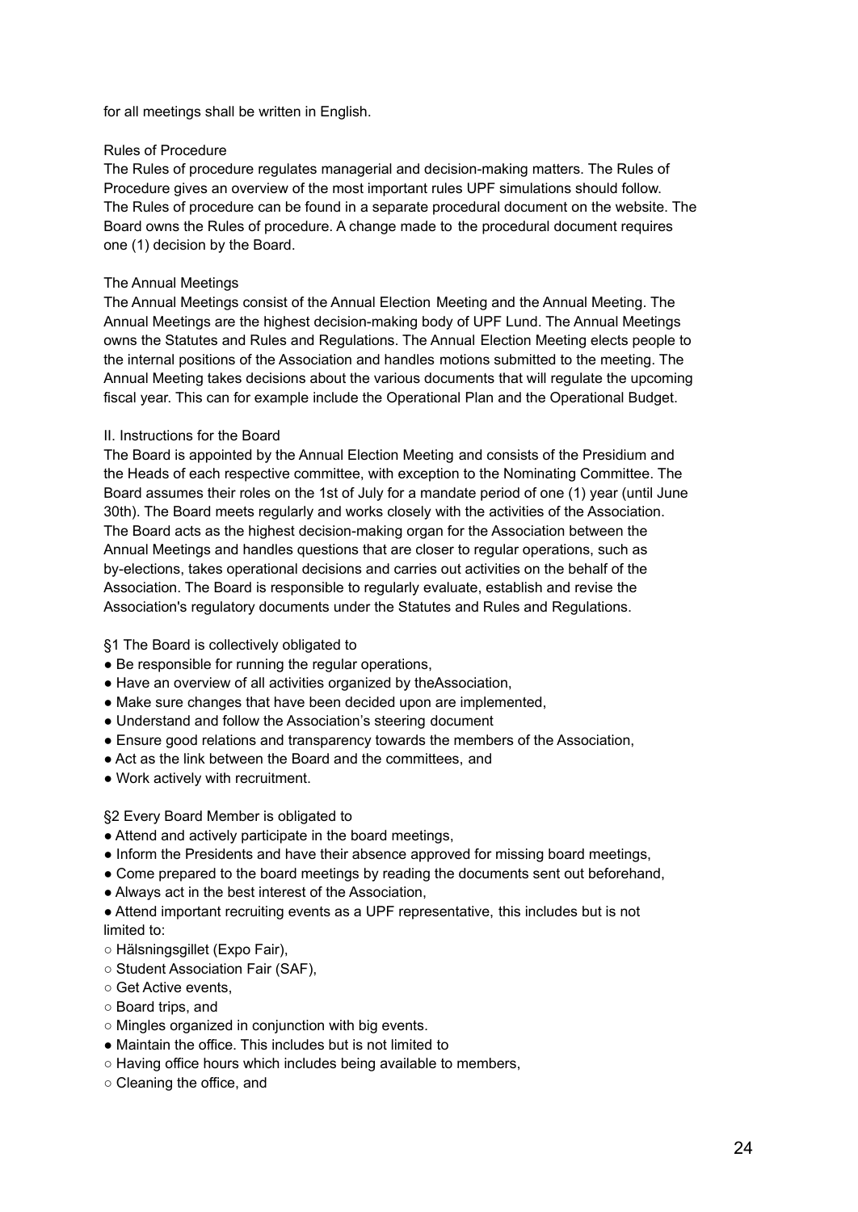for all meetings shall be written in English.

Rules of Procedure

The Rules of procedure regulates managerial and decision-making matters. The Rules of Procedure gives an overview of the most important rules UPF simulations should follow. The Rules of procedure can be found in a separate procedural document on the website. The Board owns the Rules of procedure. A change made to the procedural document requires one (1) decision by the Board.

The Annual Meetings

The Annual Meetings consist of the Annual Election Meeting and the Annual Meeting. The Annual Meetings are the highest decision-making body of UPF Lund. The Annual Meetings owns the Statutes and Rules and Regulations. The Annual Election Meeting elects people to the internal positions of the Association and handles motions submitted to the meeting. The Annual Meeting takes decisions about the various documents that will regulate the upcoming fiscal year. This can for example include the Operational Plan and the Operational Budget.

## II. Instructions for the Board

The Board is appointed by the Annual Election Meeting and consists of the Presidium and the Heads of each respective committee, with exception to the Nominating Committee. The Board assumes their roles on the 1st of July for a mandate period of one (1) year (until June 30th). The Board meets regularly and works closely with the activities of the Association. The Board acts as the highest decision-making organ for the Association between the Annual Meetings and handles questions that are closer to regular operations, such as by-elections, takes operational decisions and carries out activities on the behalf of the Association. The Board is responsible to regularly evaluate, establish and revise the Association's regulatory documents under the Statutes and Rules and Regulations.

§1 The Board is collectively obligated to

- Be responsible for running the regular operations,
- Have an overview of all activities organized by theAssociation,
- Make sure changes that have been decided upon are implemented,
- Understand and follow the Association's steering document
- Ensure good relations and transparency towards the members of the Association,
- Act as the link between the Board and the committees, and
- Work actively with recruitment.

§2 Every Board Member is obligated to

- Attend and actively participate in the board meetings,
- Inform the Presidents and have their absence approved for missing board meetings,
- Come prepared to the board meetings by reading the documents sent out beforehand,
- Always act in the best interest of the Association,
- Attend important recruiting events as a UPF representative, this includes but is not limited to:
  - Hälsningsgillet (Expo Fair),
  - Student Association Fair (SAF),
  - Get Active events,
  - Board trips, and
  - Mingles organized in conjunction with big events.
- Maintain the office. This includes but is not limited to
  - Having office hours which includes being available to members,
  - Cleaning the office, and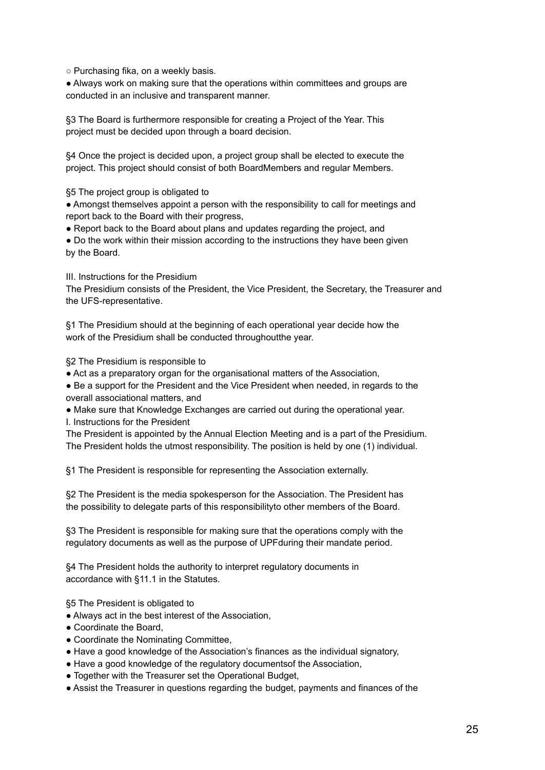- Purchasing fika, on a weekly basis.

- Always work on making sure that the operations within committees and groups are conducted in an inclusive and transparent manner.

§3 The Board is furthermore responsible for creating a Project of the Year. This project must be decided upon through a board decision.

§4 Once the project is decided upon, a project group shall be elected to execute the project. This project should consist of both BoardMembers and regular Members.

§5 The project group is obligated to

- Amongst themselves appoint a person with the responsibility to call for meetings and report back to the Board with their progress,
- Report back to the Board about plans and updates regarding the project, and
- Do the work within their mission according to the instructions they have been given by the Board.

III. Instructions for the Presidium

The Presidium consists of the President, the Vice President, the Secretary, the Treasurer and the UFS-representative.

§1 The Presidium should at the beginning of each operational year decide how the work of the Presidium shall be conducted throughoutthe year.

§2 The Presidium is responsible to

- Act as a preparatory organ for the organisational matters of the Association,
- Be a support for the President and the Vice President when needed, in regards to the overall associational matters, and
- Make sure that Knowledge Exchanges are carried out during the operational year.

I. Instructions for the President

The President is appointed by the Annual Election Meeting and is a part of the Presidium. The President holds the utmost responsibility. The position is held by one (1) individual.

§1 The President is responsible for representing the Association externally.

§2 The President is the media spokesperson for the Association. The President has the possibility to delegate parts of this responsibilityto other members of the Board.

§3 The President is responsible for making sure that the operations comply with the regulatory documents as well as the purpose of UPFduring their mandate period.

§4 The President holds the authority to interpret regulatory documents in accordance with §11.1 in the Statutes.

§5 The President is obligated to

- Always act in the best interest of the Association,
- Coordinate the Board,
- Coordinate the Nominating Committee,
- Have a good knowledge of the Association's finances as the individual signatory,
- Have a good knowledge of the regulatory documentsof the Association,
- Together with the Treasurer set the Operational Budget,
- Assist the Treasurer in questions regarding the budget, payments and finances of the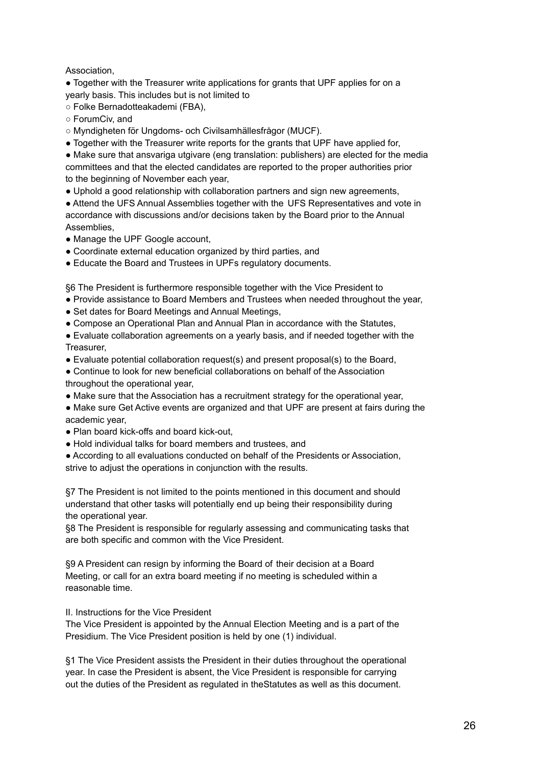Association,

- Together with the Treasurer write applications for grants that UPF applies for on a yearly basis. This includes but is not limited to
  - Folke Bernadotteakademi (FBA),
  - ForumCiv, and
  - Myndigheten för Ungdoms- och Civilsamhällesfrågor (MUCF).
- Together with the Treasurer write reports for the grants that UPF have applied for,
- Make sure that ansvariga utgivare (eng translation: publishers) are elected for the media committees and that the elected candidates are reported to the proper authorities prior to the beginning of November each year,
- Uphold a good relationship with collaboration partners and sign new agreements,
- Attend the UFS Annual Assemblies together with the UFS Representatives and vote in accordance with discussions and/or decisions taken by the Board prior to the Annual Assemblies,
- Manage the UPF Google account,
- Coordinate external education organized by third parties, and
- Educate the Board and Trustees in UPFs regulatory documents.

§6 The President is furthermore responsible together with the Vice President to

- Provide assistance to Board Members and Trustees when needed throughout the year,
- Set dates for Board Meetings and Annual Meetings,
- Compose an Operational Plan and Annual Plan in accordance with the Statutes,
- Evaluate collaboration agreements on a yearly basis, and if needed together with the Treasurer,
- Evaluate potential collaboration request(s) and present proposal(s) to the Board,
- Continue to look for new beneficial collaborations on behalf of the Association throughout the operational year,
- Make sure that the Association has a recruitment strategy for the operational year,
- Make sure Get Active events are organized and that UPF are present at fairs during the academic year,
- Plan board kick-offs and board kick-out,
- Hold individual talks for board members and trustees, and
- According to all evaluations conducted on behalf of the Presidents or Association, strive to adjust the operations in conjunction with the results.

§7 The President is not limited to the points mentioned in this document and should understand that other tasks will potentially end up being their responsibility during the operational year.

§8 The President is responsible for regularly assessing and communicating tasks that are both specific and common with the Vice President.

§9 A President can resign by informing the Board of their decision at a Board Meeting, or call for an extra board meeting if no meeting is scheduled within a reasonable time.

II. Instructions for the Vice President

The Vice President is appointed by the Annual Election Meeting and is a part of the Presidium. The Vice President position is held by one (1) individual.

§1 The Vice President assists the President in their duties throughout the operational year. In case the President is absent, the Vice President is responsible for carrying out the duties of the President as regulated in theStatutes as well as this document.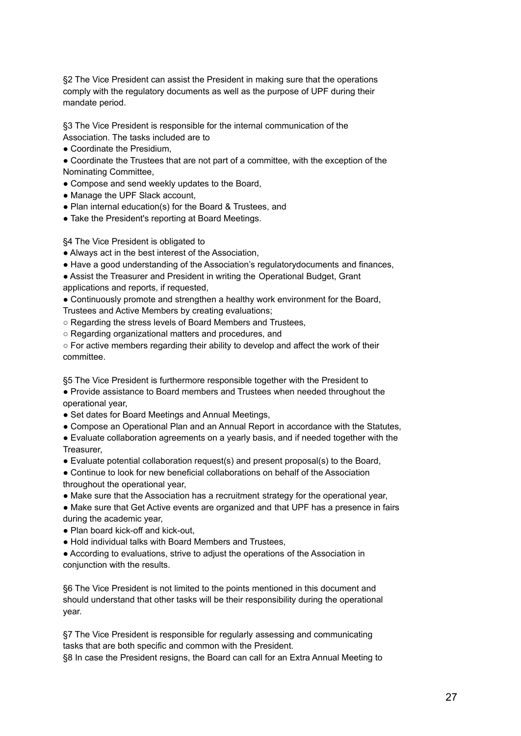§2 The Vice President can assist the President in making sure that the operations comply with the regulatory documents as well as the purpose of UPF during their mandate period.

§3 The Vice President is responsible for the internal communication of the Association. The tasks included are to

- Coordinate the Presidium,
- Coordinate the Trustees that are not part of a committee, with the exception of the Nominating Committee,
- Compose and send weekly updates to the Board,
- Manage the UPF Slack account,
- Plan internal education(s) for the Board & Trustees, and
- Take the President's reporting at Board Meetings.

§4 The Vice President is obligated to

- Always act in the best interest of the Association,
- Have a good understanding of the Association's regulatorydocuments and finances,
- Assist the Treasurer and President in writing the Operational Budget, Grant applications and reports, if requested,
- Continuously promote and strengthen a healthy work environment for the Board, Trustees and Active Members by creating evaluations;
  - Regarding the stress levels of Board Members and Trustees,
  - Regarding organizational matters and procedures, and
  - For active members regarding their ability to develop and affect the work of their committee.

§5 The Vice President is furthermore responsible together with the President to

- Provide assistance to Board members and Trustees when needed throughout the operational year,
- Set dates for Board Meetings and Annual Meetings,
- Compose an Operational Plan and an Annual Report in accordance with the Statutes,
- Evaluate collaboration agreements on a yearly basis, and if needed together with the Treasurer,
- Evaluate potential collaboration request(s) and present proposal(s) to the Board,
- Continue to look for new beneficial collaborations on behalf of the Association throughout the operational year,
- Make sure that the Association has a recruitment strategy for the operational year,
- Make sure that Get Active events are organized and that UPF has a presence in fairs during the academic year,
- Plan board kick-off and kick-out,
- Hold individual talks with Board Members and Trustees,
- According to evaluations, strive to adjust the operations of the Association in conjunction with the results.

§6 The Vice President is not limited to the points mentioned in this document and should understand that other tasks will be their responsibility during the operational year.

§7 The Vice President is responsible for regularly assessing and communicating tasks that are both specific and common with the President.

§8 In case the President resigns, the Board can call for an Extra Annual Meeting to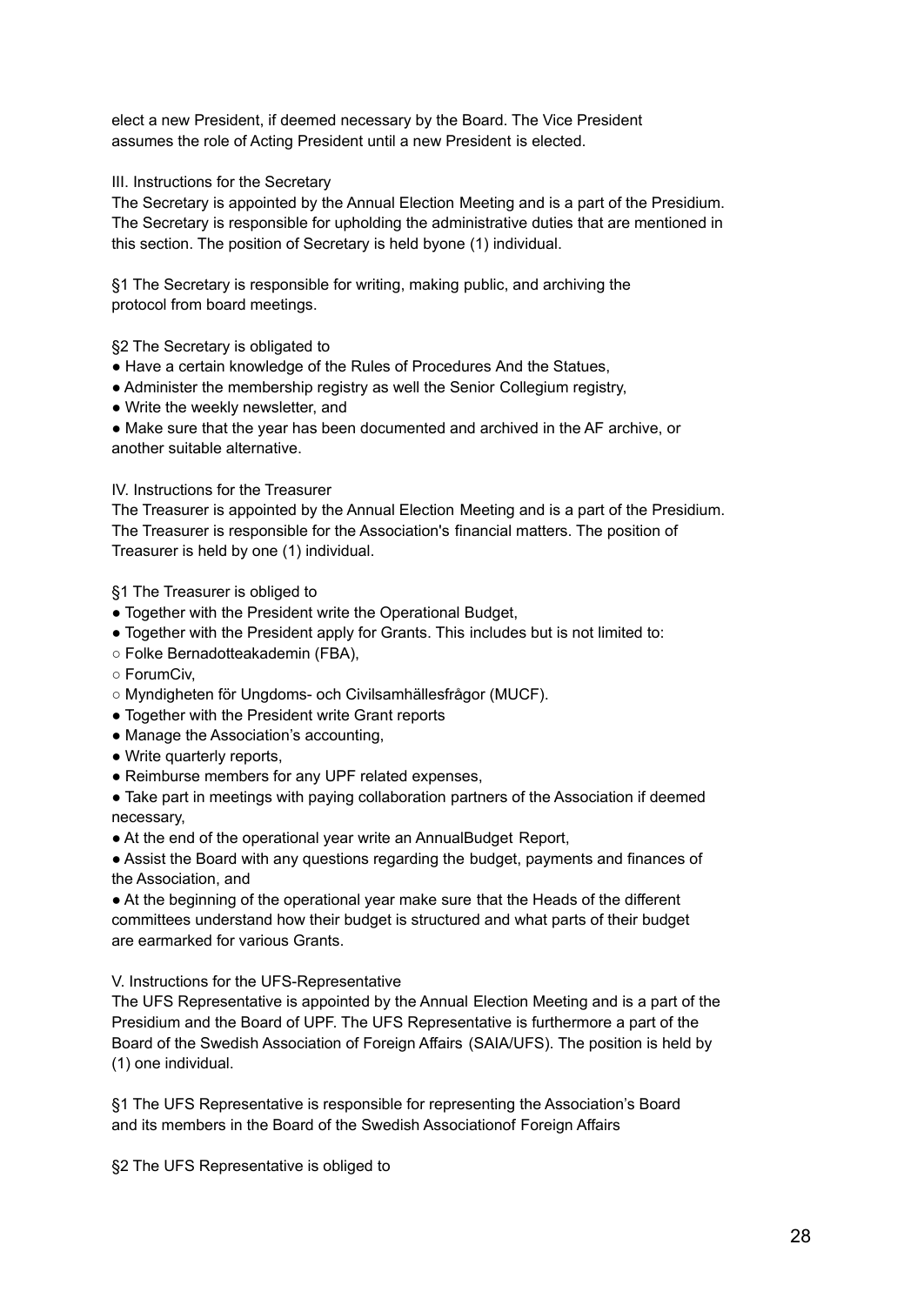elect a new President, if deemed necessary by the Board. The Vice President assumes the role of Acting President until a new President is elected.

### III. Instructions for the Secretary

The Secretary is appointed by the Annual Election Meeting and is a part of the Presidium. The Secretary is responsible for upholding the administrative duties that are mentioned in this section. The position of Secretary is held byone (1) individual.

§1 The Secretary is responsible for writing, making public, and archiving the protocol from board meetings.

§2 The Secretary is obligated to

- Have a certain knowledge of the Rules of Procedures And the Statues,
- Administer the membership registry as well the Senior Collegium registry,
- Write the weekly newsletter, and
- Make sure that the year has been documented and archived in the AF archive, or another suitable alternative.

### IV. Instructions for the Treasurer

The Treasurer is appointed by the Annual Election Meeting and is a part of the Presidium. The Treasurer is responsible for the Association's financial matters. The position of Treasurer is held by one (1) individual.

§1 The Treasurer is obliged to

- Together with the President write the Operational Budget,
- Together with the President apply for Grants. This includes but is not limited to:
  - Folke Bernadotteakademin (FBA),
  - ForumCiv,
  - Myndigheten för Ungdoms- och Civilsamhällesfrågor (MUCF).
- Together with the President write Grant reports
- Manage the Association's accounting,
- Write quarterly reports,
- Reimburse members for any UPF related expenses,
- Take part in meetings with paying collaboration partners of the Association if deemed necessary,
- At the end of the operational year write an AnnualBudget Report,
- Assist the Board with any questions regarding the budget, payments and finances of the Association, and
- At the beginning of the operational year make sure that the Heads of the different committees understand how their budget is structured and what parts of their budget are earmarked for various Grants.

### V. Instructions for the UFS-Representative

The UFS Representative is appointed by the Annual Election Meeting and is a part of the Presidium and the Board of UPF. The UFS Representative is furthermore a part of the Board of the Swedish Association of Foreign Affairs (SAIA/UFS). The position is held by (1) one individual.

§1 The UFS Representative is responsible for representing the Association's Board and its members in the Board of the Swedish Associationof Foreign Affairs

§2 The UFS Representative is obliged to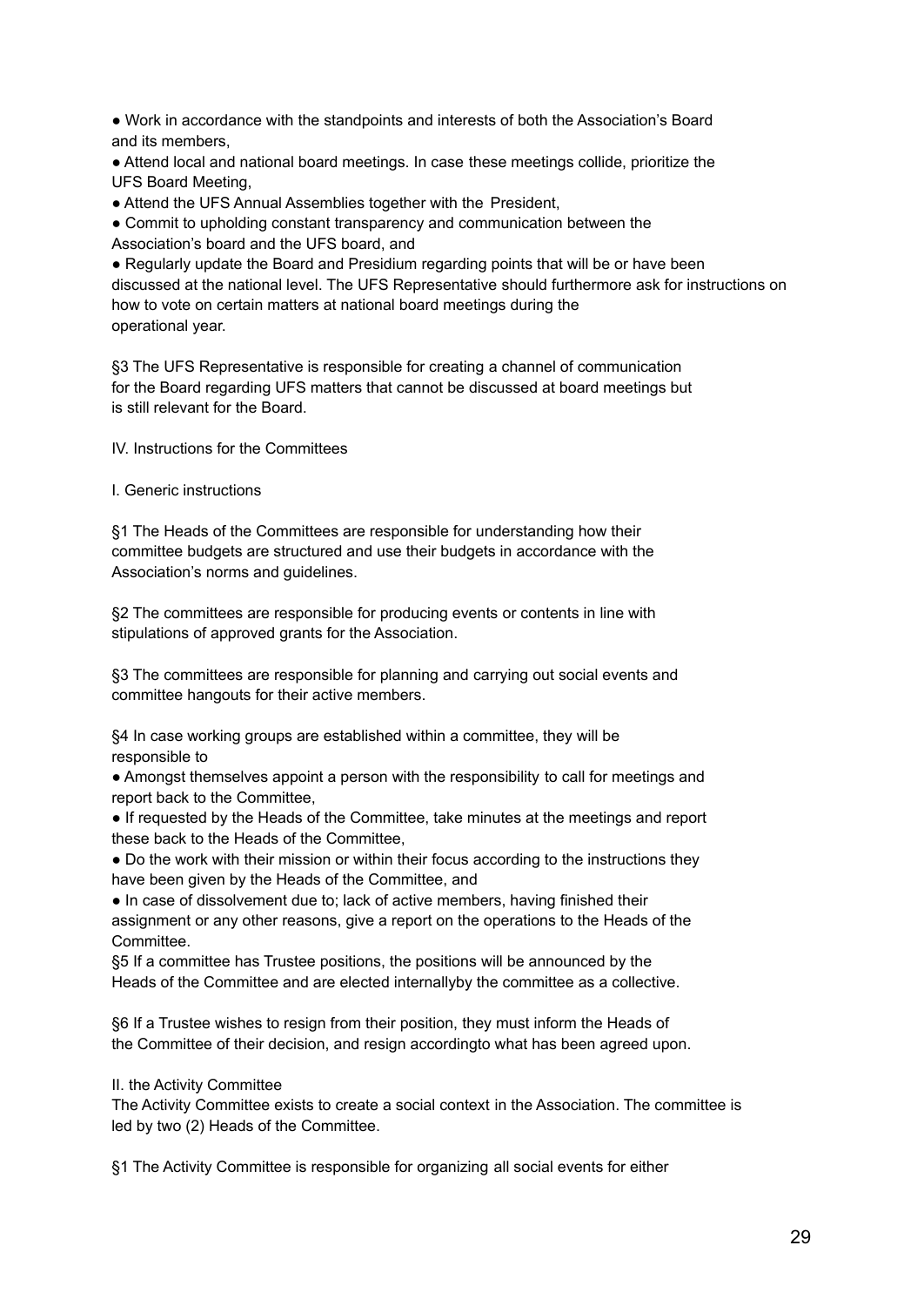- Work in accordance with the standpoints and interests of both the Association's Board and its members,
- Attend local and national board meetings. In case these meetings collide, prioritize the UFS Board Meeting,
- Attend the UFS Annual Assemblies together with the President,
- Commit to upholding constant transparency and communication between the Association's board and the UFS board, and
- Regularly update the Board and Presidium regarding points that will be or have been discussed at the national level. The UFS Representative should furthermore ask for instructions on how to vote on certain matters at national board meetings during the operational year.

§3 The UFS Representative is responsible for creating a channel of communication for the Board regarding UFS matters that cannot be discussed at board meetings but is still relevant for the Board.

## IV. Instructions for the Committees

### I. Generic instructions

§1 The Heads of the Committees are responsible for understanding how their committee budgets are structured and use their budgets in accordance with the Association's norms and guidelines.

§2 The committees are responsible for producing events or contents in line with stipulations of approved grants for the Association.

§3 The committees are responsible for planning and carrying out social events and committee hangouts for their active members.

§4 In case working groups are established within a committee, they will be responsible to

- Amongst themselves appoint a person with the responsibility to call for meetings and report back to the Committee,
- If requested by the Heads of the Committee, take minutes at the meetings and report these back to the Heads of the Committee,
- Do the work with their mission or within their focus according to the instructions they have been given by the Heads of the Committee, and
- In case of dissolvement due to; lack of active members, having finished their assignment or any other reasons, give a report on the operations to the Heads of the Committee.

§5 If a committee has Trustee positions, the positions will be announced by the Heads of the Committee and are elected internallyby the committee as a collective.

§6 If a Trustee wishes to resign from their position, they must inform the Heads of the Committee of their decision, and resign accordingto what has been agreed upon.

### II. the Activity Committee

The Activity Committee exists to create a social context in the Association. The committee is led by two (2) Heads of the Committee.

§1 The Activity Committee is responsible for organizing all social events for either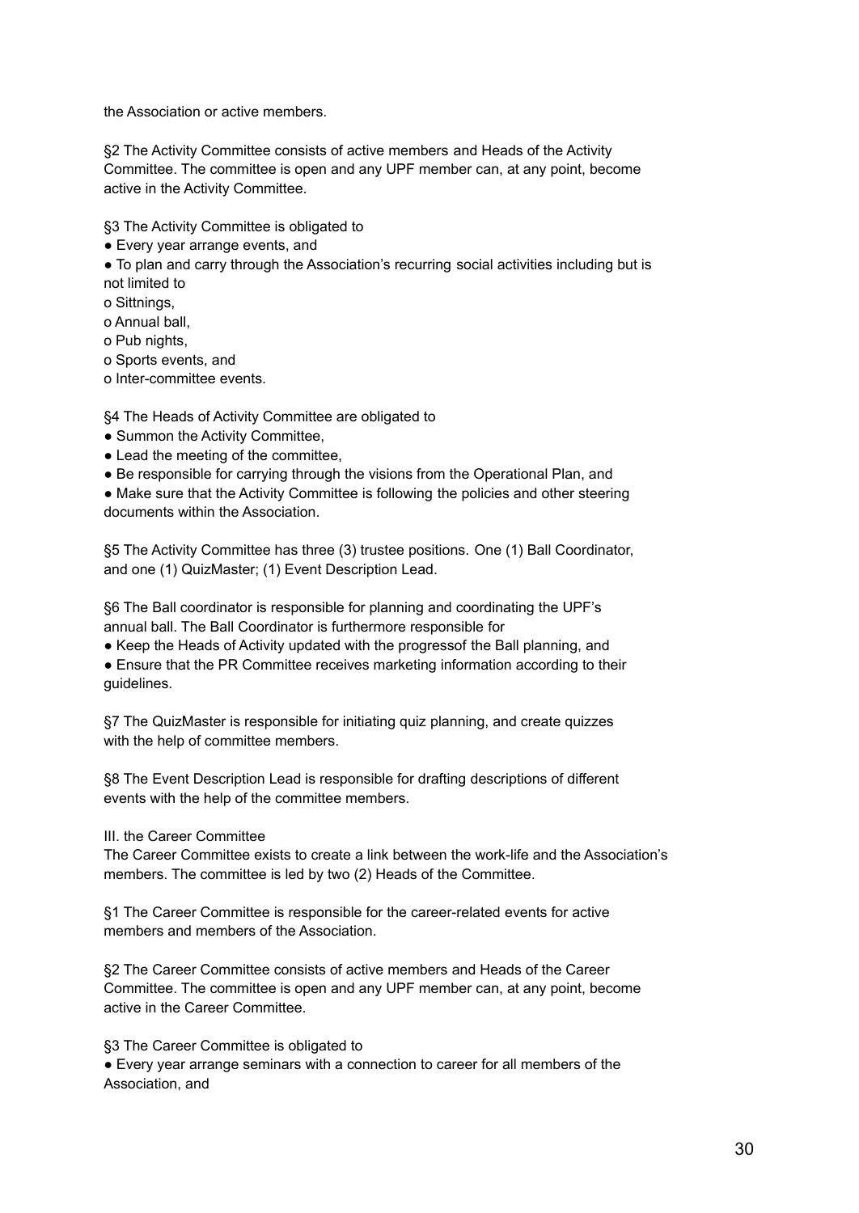the Association or active members.

§2 The Activity Committee consists of active members and Heads of the Activity Committee. The committee is open and any UPF member can, at any point, become active in the Activity Committee.

§3 The Activity Committee is obligated to

- Every year arrange events, and
- To plan and carry through the Association's recurring social activities including but is not limited to
  - o Sittnings,
  - o Annual ball,
  - o Pub nights,
  - o Sports events, and
  - o Inter-committee events.

§4 The Heads of Activity Committee are obligated to

- Summon the Activity Committee,
- Lead the meeting of the committee,
- Be responsible for carrying through the visions from the Operational Plan, and
- Make sure that the Activity Committee is following the policies and other steering documents within the Association.

§5 The Activity Committee has three (3) trustee positions. One (1) Ball Coordinator, and one (1) QuizMaster; (1) Event Description Lead.

§6 The Ball coordinator is responsible for planning and coordinating the UPF's annual ball. The Ball Coordinator is furthermore responsible for

- Keep the Heads of Activity updated with the progressof the Ball planning, and
- Ensure that the PR Committee receives marketing information according to their guidelines.

§7 The QuizMaster is responsible for initiating quiz planning, and create quizzes with the help of committee members.

§8 The Event Description Lead is responsible for drafting descriptions of different events with the help of the committee members.

III. the Career Committee

The Career Committee exists to create a link between the work-life and the Association's members. The committee is led by two (2) Heads of the Committee.

§1 The Career Committee is responsible for the career-related events for active members and members of the Association.

§2 The Career Committee consists of active members and Heads of the Career Committee. The committee is open and any UPF member can, at any point, become active in the Career Committee.

§3 The Career Committee is obligated to

- Every year arrange seminars with a connection to career for all members of the Association, and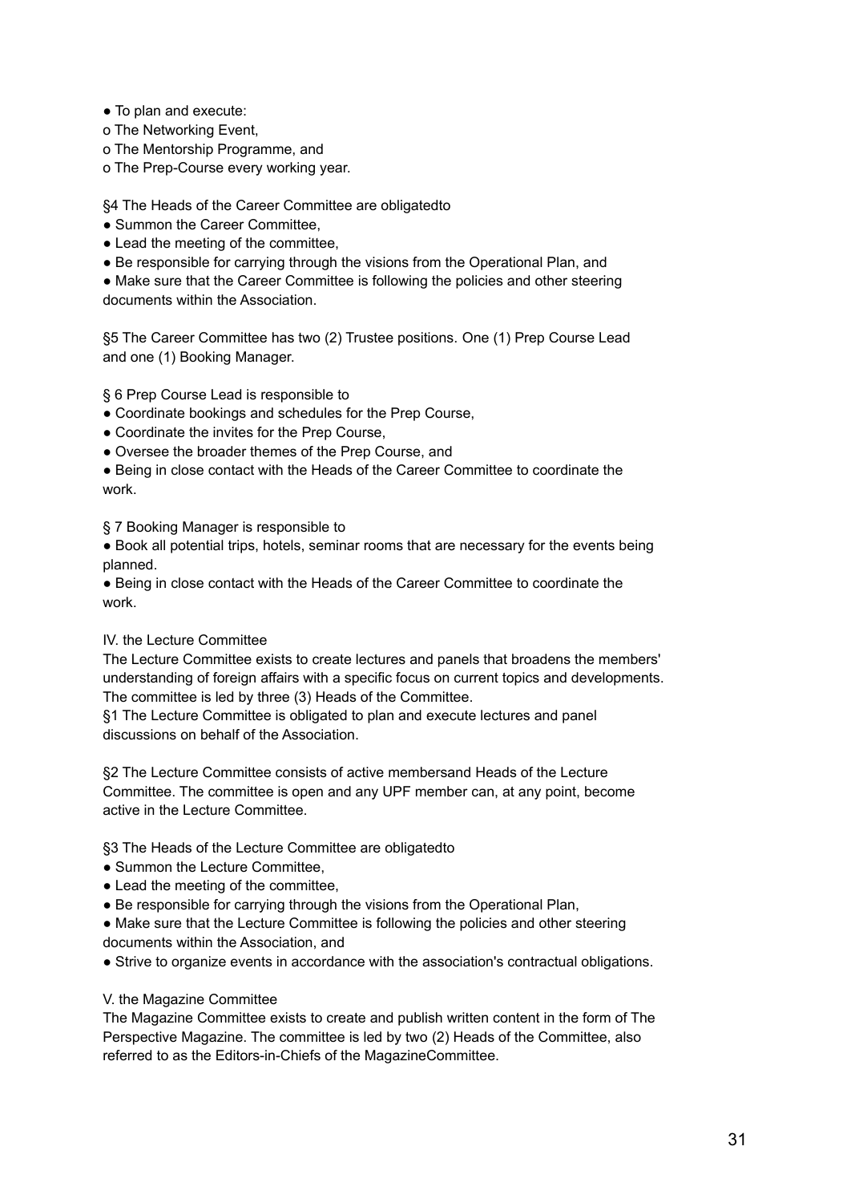- To plan and execute:
  - o The Networking Event,
  - o The Mentorship Programme, and
  - o The Prep-Course every working year.

§4 The Heads of the Career Committee are obligatedto

- Summon the Career Committee,
- Lead the meeting of the committee,
- Be responsible for carrying through the visions from the Operational Plan, and
- Make sure that the Career Committee is following the policies and other steering documents within the Association.

§5 The Career Committee has two (2) Trustee positions. One (1) Prep Course Lead and one (1) Booking Manager.

§ 6 Prep Course Lead is responsible to

- Coordinate bookings and schedules for the Prep Course,
- Coordinate the invites for the Prep Course,
- Oversee the broader themes of the Prep Course, and
- Being in close contact with the Heads of the Career Committee to coordinate the work.

§ 7 Booking Manager is responsible to

- Book all potential trips, hotels, seminar rooms that are necessary for the events being planned.
- Being in close contact with the Heads of the Career Committee to coordinate the work.

IV. the Lecture Committee

The Lecture Committee exists to create lectures and panels that broadens the members' understanding of foreign affairs with a specific focus on current topics and developments. The committee is led by three (3) Heads of the Committee.

§1 The Lecture Committee is obligated to plan and execute lectures and panel discussions on behalf of the Association.

§2 The Lecture Committee consists of active membersand Heads of the Lecture Committee. The committee is open and any UPF member can, at any point, become active in the Lecture Committee.

§3 The Heads of the Lecture Committee are obligatedto

- Summon the Lecture Committee,
- Lead the meeting of the committee,
- Be responsible for carrying through the visions from the Operational Plan,
- Make sure that the Lecture Committee is following the policies and other steering documents within the Association, and
- Strive to organize events in accordance with the association's contractual obligations.

V. the Magazine Committee

The Magazine Committee exists to create and publish written content in the form of The Perspective Magazine. The committee is led by two (2) Heads of the Committee, also referred to as the Editors-in-Chiefs of the MagazineCommittee.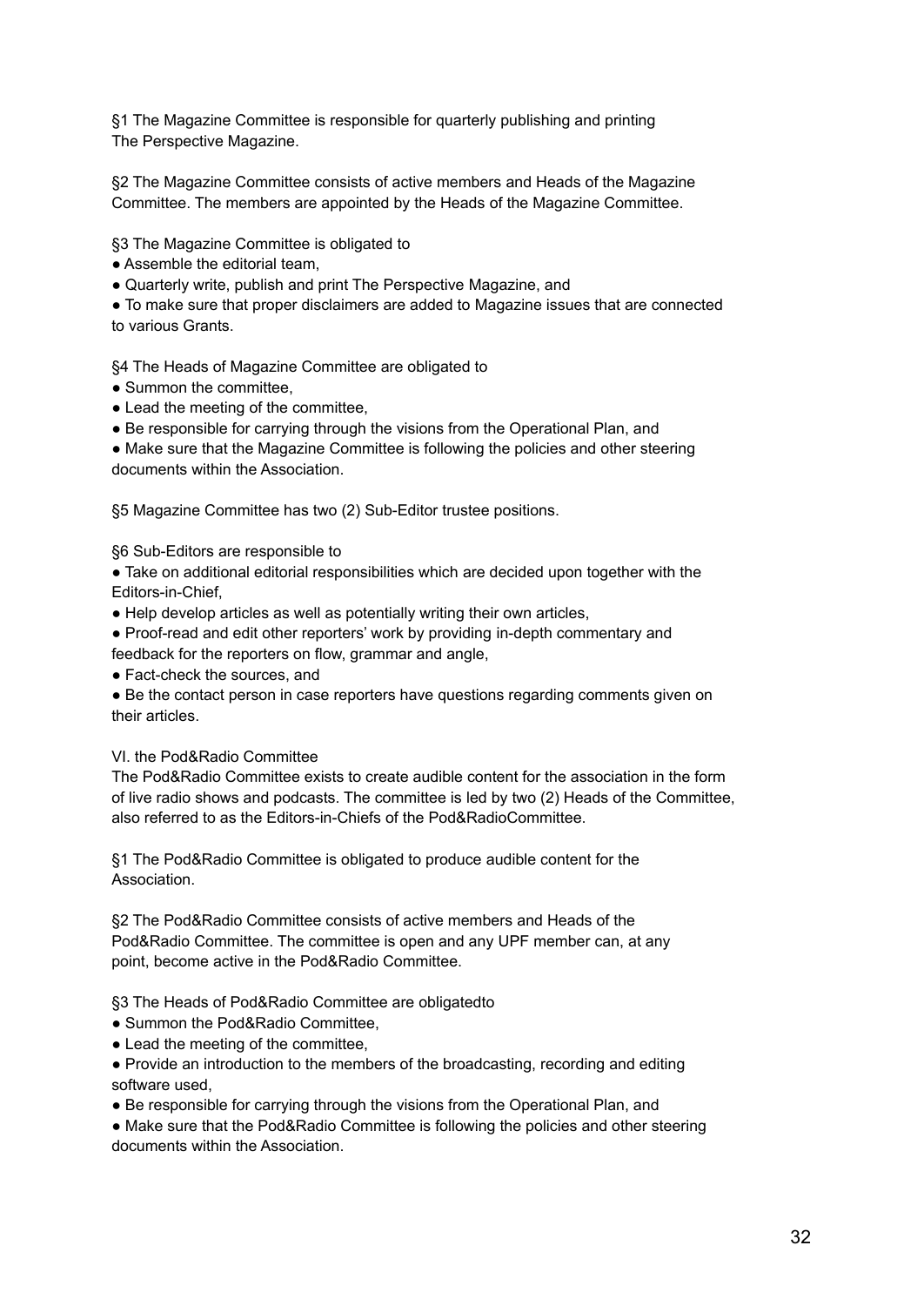§1 The Magazine Committee is responsible for quarterly publishing and printing The Perspective Magazine.

§2 The Magazine Committee consists of active members and Heads of the Magazine Committee. The members are appointed by the Heads of the Magazine Committee.

§3 The Magazine Committee is obligated to

- Assemble the editorial team,
- Quarterly write, publish and print The Perspective Magazine, and
- To make sure that proper disclaimers are added to Magazine issues that are connected to various Grants.

§4 The Heads of Magazine Committee are obligated to

- Summon the committee,
- Lead the meeting of the committee,
- Be responsible for carrying through the visions from the Operational Plan, and
- Make sure that the Magazine Committee is following the policies and other steering documents within the Association.

§5 Magazine Committee has two (2) Sub-Editor trustee positions.

§6 Sub-Editors are responsible to

- Take on additional editorial responsibilities which are decided upon together with the Editors-in-Chief,
- Help develop articles as well as potentially writing their own articles,
- Proof-read and edit other reporters' work by providing in-depth commentary and feedback for the reporters on flow, grammar and angle,
- Fact-check the sources, and
- Be the contact person in case reporters have questions regarding comments given on their articles.

## VI. the Pod&Radio Committee

The Pod&Radio Committee exists to create audible content for the association in the form of live radio shows and podcasts. The committee is led by two (2) Heads of the Committee, also referred to as the Editors-in-Chiefs of the Pod&RadioCommittee.

§1 The Pod&Radio Committee is obligated to produce audible content for the Association.

§2 The Pod&Radio Committee consists of active members and Heads of the Pod&Radio Committee. The committee is open and any UPF member can, at any point, become active in the Pod&Radio Committee.

§3 The Heads of Pod&Radio Committee are obligatedto

- Summon the Pod&Radio Committee,
- Lead the meeting of the committee,
- Provide an introduction to the members of the broadcasting, recording and editing software used,
- Be responsible for carrying through the visions from the Operational Plan, and
- Make sure that the Pod&Radio Committee is following the policies and other steering documents within the Association.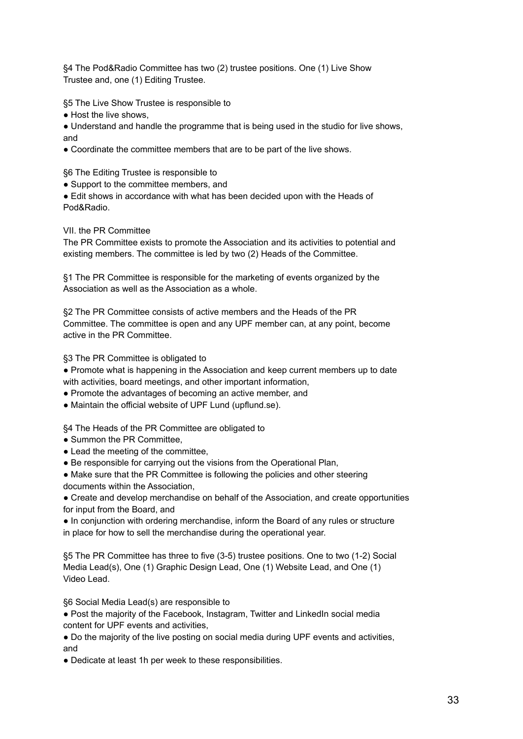§4 The Pod&Radio Committee has two (2) trustee positions. One (1) Live Show Trustee and, one (1) Editing Trustee.

§5 The Live Show Trustee is responsible to

- Host the live shows,
- Understand and handle the programme that is being used in the studio for live shows, and
- Coordinate the committee members that are to be part of the live shows.

§6 The Editing Trustee is responsible to

- Support to the committee members, and
- Edit shows in accordance with what has been decided upon with the Heads of Pod&Radio.

## VII. the PR Committee

The PR Committee exists to promote the Association and its activities to potential and existing members. The committee is led by two (2) Heads of the Committee.

§1 The PR Committee is responsible for the marketing of events organized by the Association as well as the Association as a whole.

§2 The PR Committee consists of active members and the Heads of the PR Committee. The committee is open and any UPF member can, at any point, become active in the PR Committee.

§3 The PR Committee is obligated to

- Promote what is happening in the Association and keep current members up to date with activities, board meetings, and other important information,
- Promote the advantages of becoming an active member, and
- Maintain the official website of UPF Lund (upflund.se).

§4 The Heads of the PR Committee are obligated to

- Summon the PR Committee,
- Lead the meeting of the committee,
- Be responsible for carrying out the visions from the Operational Plan,
- Make sure that the PR Committee is following the policies and other steering documents within the Association,
- Create and develop merchandise on behalf of the Association, and create opportunities for input from the Board, and
- In conjunction with ordering merchandise, inform the Board of any rules or structure in place for how to sell the merchandise during the operational year.

§5 The PR Committee has three to five (3-5) trustee positions. One to two (1-2) Social Media Lead(s), One (1) Graphic Design Lead, One (1) Website Lead, and One (1) Video Lead.

§6 Social Media Lead(s) are responsible to

- Post the majority of the Facebook, Instagram, Twitter and LinkedIn social media content for UPF events and activities,
- Do the majority of the live posting on social media during UPF events and activities, and
- Dedicate at least 1h per week to these responsibilities.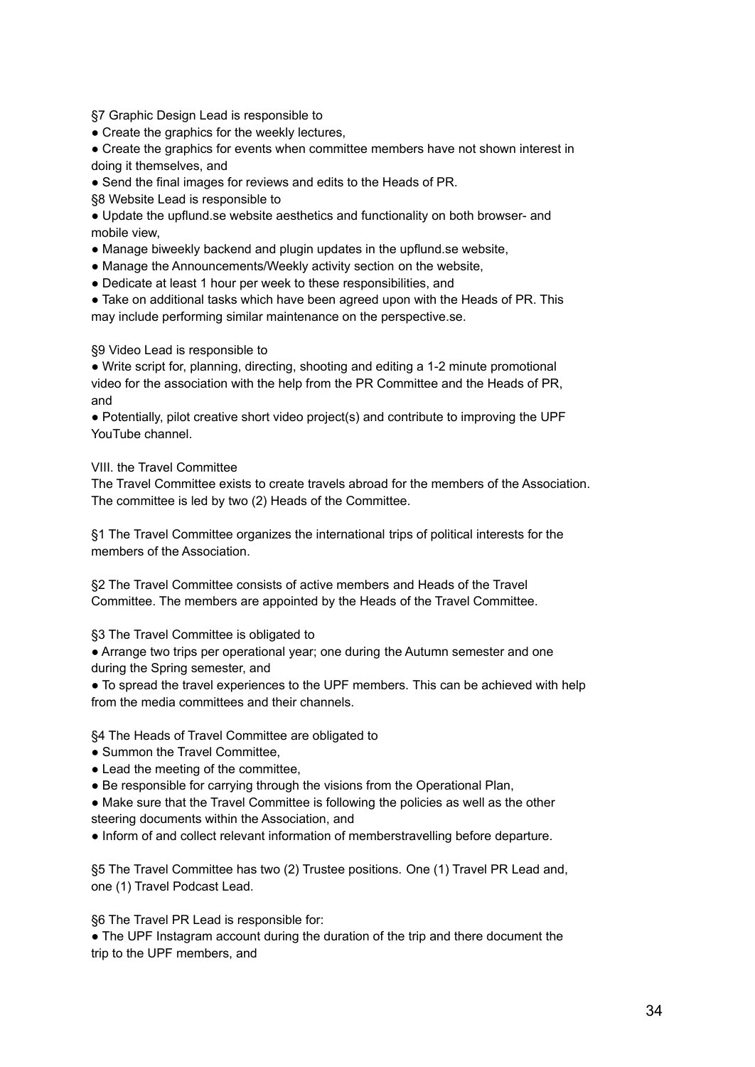§7 Graphic Design Lead is responsible to

- Create the graphics for the weekly lectures,
- Create the graphics for events when committee members have not shown interest in doing it themselves, and
- Send the final images for reviews and edits to the Heads of PR.

§8 Website Lead is responsible to

- Update the upflund.se website aesthetics and functionality on both browser- and mobile view,
- Manage biweekly backend and plugin updates in the upflund.se website,
- Manage the Announcements/Weekly activity section on the website,
- Dedicate at least 1 hour per week to these responsibilities, and
- Take on additional tasks which have been agreed upon with the Heads of PR. This may include performing similar maintenance on the perspective.se.

§9 Video Lead is responsible to

- Write script for, planning, directing, shooting and editing a 1-2 minute promotional video for the association with the help from the PR Committee and the Heads of PR, and
- Potentially, pilot creative short video project(s) and contribute to improving the UPF YouTube channel.

## VIII. the Travel Committee

The Travel Committee exists to create travels abroad for the members of the Association. The committee is led by two (2) Heads of the Committee.

§1 The Travel Committee organizes the international trips of political interests for the members of the Association.

§2 The Travel Committee consists of active members and Heads of the Travel Committee. The members are appointed by the Heads of the Travel Committee.

§3 The Travel Committee is obligated to

- Arrange two trips per operational year; one during the Autumn semester and one during the Spring semester, and
- To spread the travel experiences to the UPF members. This can be achieved with help from the media committees and their channels.

§4 The Heads of Travel Committee are obligated to

- Summon the Travel Committee,
- Lead the meeting of the committee,
- Be responsible for carrying through the visions from the Operational Plan,
- Make sure that the Travel Committee is following the policies as well as the other steering documents within the Association, and
- Inform of and collect relevant information of memberstravelling before departure.

§5 The Travel Committee has two (2) Trustee positions. One (1) Travel PR Lead and, one (1) Travel Podcast Lead.

§6 The Travel PR Lead is responsible for:

- The UPF Instagram account during the duration of the trip and there document the trip to the UPF members, and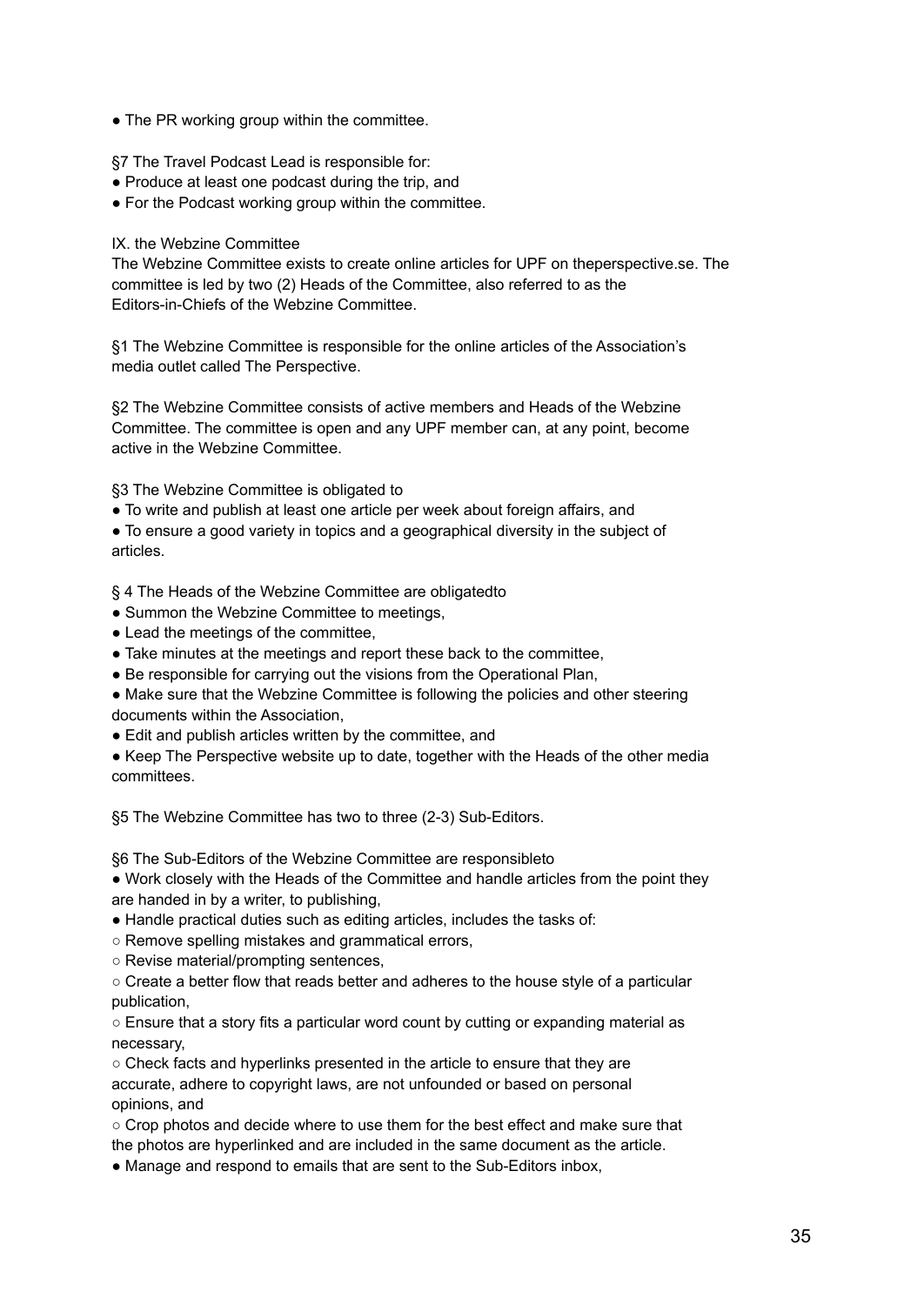- The PR working group within the committee.

§7 The Travel Podcast Lead is responsible for:

- Produce at least one podcast during the trip, and
- For the Podcast working group within the committee.

## IX. the Webzine Committee

The Webzine Committee exists to create online articles for UPF on theperspective.se. The committee is led by two (2) Heads of the Committee, also referred to as the Editors-in-Chiefs of the Webzine Committee.

§1 The Webzine Committee is responsible for the online articles of the Association's media outlet called The Perspective.

§2 The Webzine Committee consists of active members and Heads of the Webzine Committee. The committee is open and any UPF member can, at any point, become active in the Webzine Committee.

§3 The Webzine Committee is obligated to

- To write and publish at least one article per week about foreign affairs, and
- To ensure a good variety in topics and a geographical diversity in the subject of articles.

§ 4 The Heads of the Webzine Committee are obligatedto

- Summon the Webzine Committee to meetings,
- Lead the meetings of the committee,
- Take minutes at the meetings and report these back to the committee,
- Be responsible for carrying out the visions from the Operational Plan,
- Make sure that the Webzine Committee is following the policies and other steering documents within the Association,
- Edit and publish articles written by the committee, and
- Keep The Perspective website up to date, together with the Heads of the other media committees.

§5 The Webzine Committee has two to three (2-3) Sub-Editors.

§6 The Sub-Editors of the Webzine Committee are responsibleto

- Work closely with the Heads of the Committee and handle articles from the point they are handed in by a writer, to publishing,
- Handle practical duties such as editing articles, includes the tasks of:
  - Remove spelling mistakes and grammatical errors,
  - Revise material/prompting sentences,
  - Create a better flow that reads better and adheres to the house style of a particular publication,
  - Ensure that a story fits a particular word count by cutting or expanding material as necessary,
  - Check facts and hyperlinks presented in the article to ensure that they are accurate, adhere to copyright laws, are not unfounded or based on personal opinions, and
  - Crop photos and decide where to use them for the best effect and make sure that the photos are hyperlinked and are included in the same document as the article.
- Manage and respond to emails that are sent to the Sub-Editors inbox,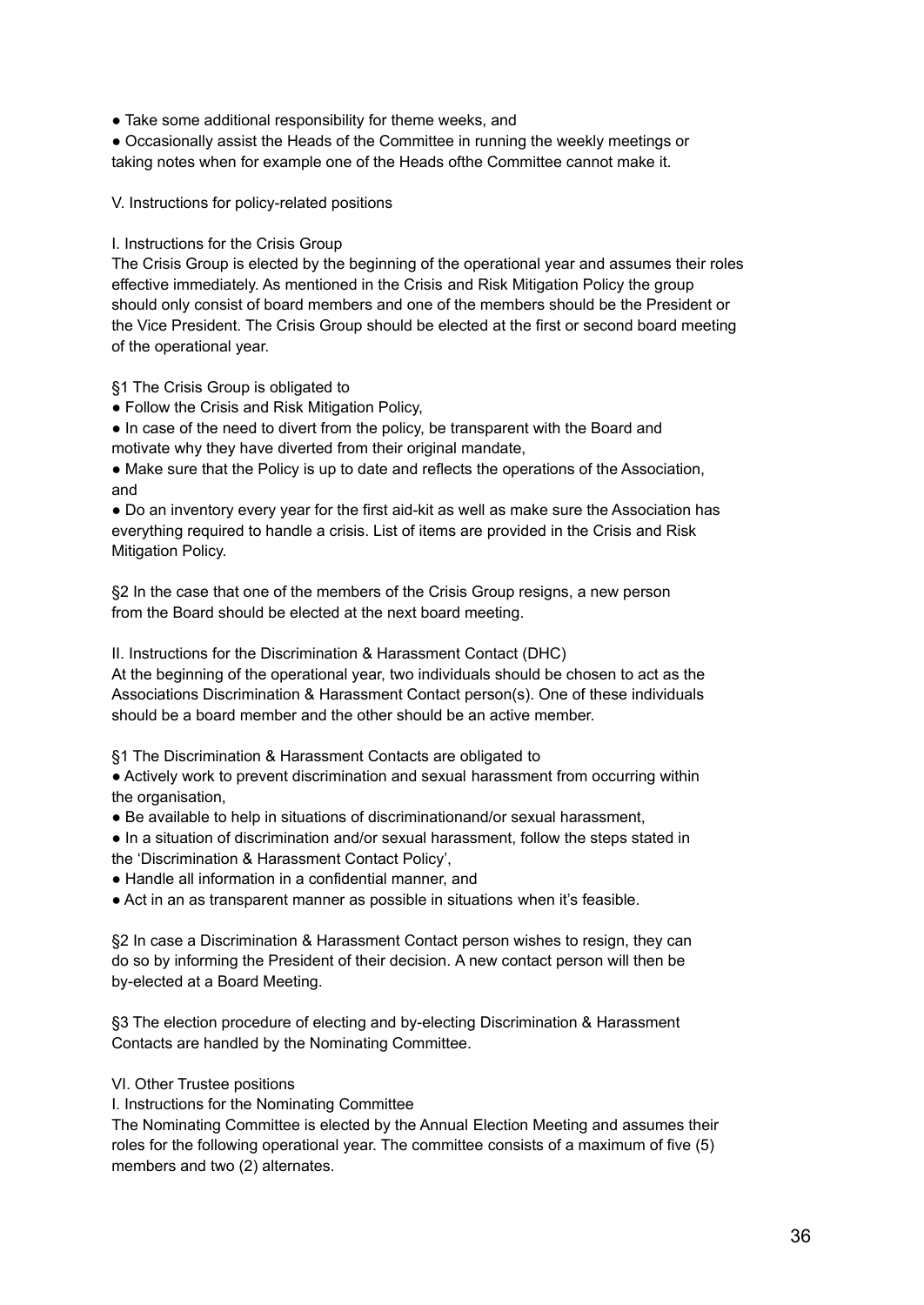- Take some additional responsibility for theme weeks, and
- Occasionally assist the Heads of the Committee in running the weekly meetings or taking notes when for example one of the Heads ofthe Committee cannot make it.

## V. Instructions for policy-related positions

### I. Instructions for the Crisis Group

The Crisis Group is elected by the beginning of the operational year and assumes their roles effective immediately. As mentioned in the Crisis and Risk Mitigation Policy the group should only consist of board members and one of the members should be the President or the Vice President. The Crisis Group should be elected at the first or second board meeting of the operational year.

§1 The Crisis Group is obligated to

- Follow the Crisis and Risk Mitigation Policy,
- In case of the need to divert from the policy, be transparent with the Board and motivate why they have diverted from their original mandate,
- Make sure that the Policy is up to date and reflects the operations of the Association, and
- Do an inventory every year for the first aid-kit as well as make sure the Association has everything required to handle a crisis. List of items are provided in the Crisis and Risk Mitigation Policy.

§2 In the case that one of the members of the Crisis Group resigns, a new person from the Board should be elected at the next board meeting.

### II. Instructions for the Discrimination & Harassment Contact (DHC)

At the beginning of the operational year, two individuals should be chosen to act as the Associations Discrimination & Harassment Contact person(s). One of these individuals should be a board member and the other should be an active member.

§1 The Discrimination & Harassment Contacts are obligated to

- Actively work to prevent discrimination and sexual harassment from occurring within the organisation,
- Be available to help in situations of discriminationand/or sexual harassment,
- In a situation of discrimination and/or sexual harassment, follow the steps stated in the 'Discrimination & Harassment Contact Policy',
- Handle all information in a confidential manner, and
- Act in an as transparent manner as possible in situations when it's feasible.

§2 In case a Discrimination & Harassment Contact person wishes to resign, they can do so by informing the President of their decision. A new contact person will then be by-elected at a Board Meeting.

§3 The election procedure of electing and by-electing Discrimination & Harassment Contacts are handled by the Nominating Committee.

## VI. Other Trustee positions

### I. Instructions for the Nominating Committee

The Nominating Committee is elected by the Annual Election Meeting and assumes their roles for the following operational year. The committee consists of a maximum of five (5) members and two (2) alternates.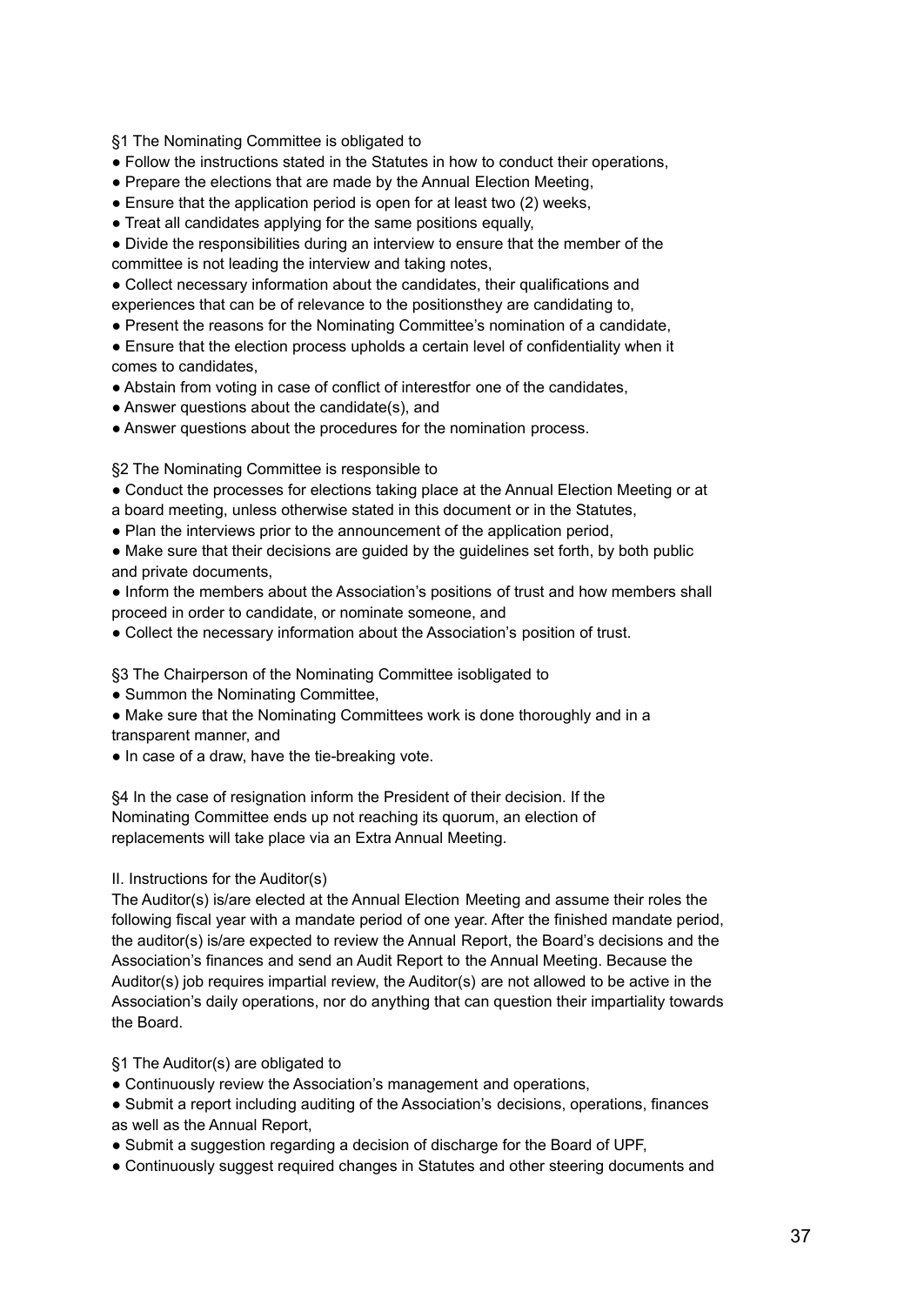§1 The Nominating Committee is obligated to

- Follow the instructions stated in the Statutes in how to conduct their operations,
- Prepare the elections that are made by the Annual Election Meeting,
- Ensure that the application period is open for at least two (2) weeks,
- Treat all candidates applying for the same positions equally,
- Divide the responsibilities during an interview to ensure that the member of the committee is not leading the interview and taking notes,
- Collect necessary information about the candidates, their qualifications and experiences that can be of relevance to the positionsthey are candidating to,
- Present the reasons for the Nominating Committee's nomination of a candidate,
- Ensure that the election process upholds a certain level of confidentiality when it comes to candidates,
- Abstain from voting in case of conflict of interestfor one of the candidates,
- Answer questions about the candidate(s), and
- Answer questions about the procedures for the nomination process.

§2 The Nominating Committee is responsible to

- Conduct the processes for elections taking place at the Annual Election Meeting or at a board meeting, unless otherwise stated in this document or in the Statutes,
- Plan the interviews prior to the announcement of the application period,
- Make sure that their decisions are guided by the guidelines set forth, by both public and private documents,
- Inform the members about the Association's positions of trust and how members shall proceed in order to candidate, or nominate someone, and
- Collect the necessary information about the Association's position of trust.

§3 The Chairperson of the Nominating Committee isobligated to

- Summon the Nominating Committee,
- Make sure that the Nominating Committees work is done thoroughly and in a transparent manner, and
- In case of a draw, have the tie-breaking vote.

§4 In the case of resignation inform the President of their decision. If the Nominating Committee ends up not reaching its quorum, an election of replacements will take place via an Extra Annual Meeting.

## II. Instructions for the Auditor(s)

The Auditor(s) is/are elected at the Annual Election Meeting and assume their roles the following fiscal year with a mandate period of one year. After the finished mandate period, the auditor(s) is/are expected to review the Annual Report, the Board's decisions and the Association's finances and send an Audit Report to the Annual Meeting. Because the Auditor(s) job requires impartial review, the Auditor(s) are not allowed to be active in the Association's daily operations, nor do anything that can question their impartiality towards the Board.

§1 The Auditor(s) are obligated to

- Continuously review the Association's management and operations,
- Submit a report including auditing of the Association's decisions, operations, finances as well as the Annual Report,
- Submit a suggestion regarding a decision of discharge for the Board of UPF,
- Continuously suggest required changes in Statutes and other steering documents and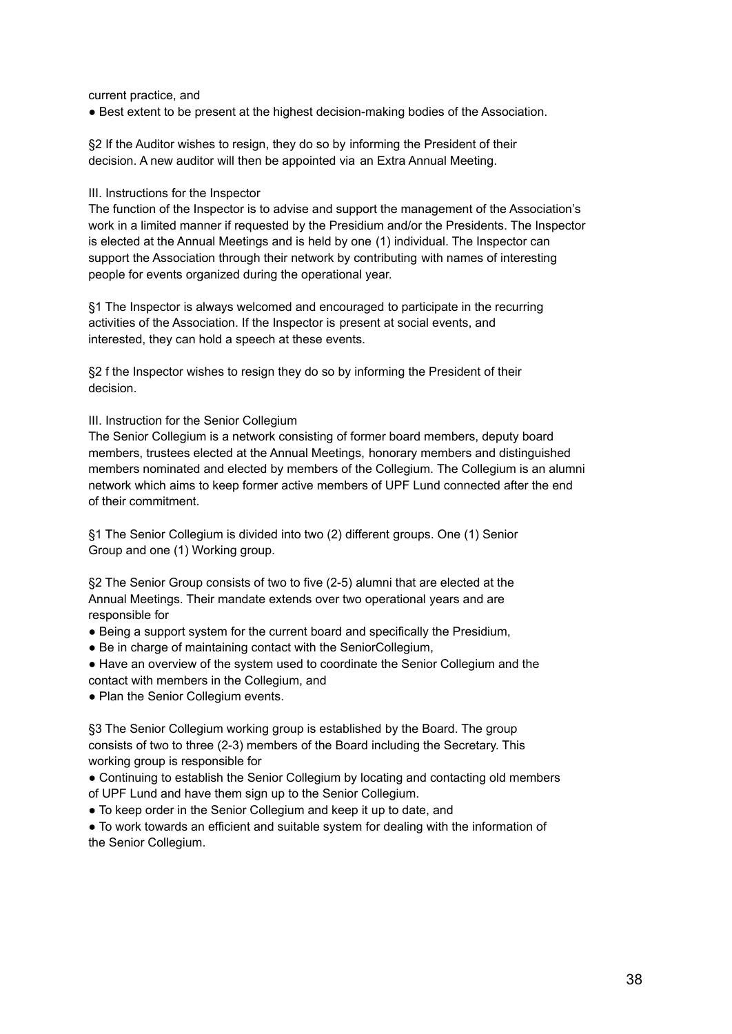current practice, and

- Best extent to be present at the highest decision-making bodies of the Association.

§2 If the Auditor wishes to resign, they do so by informing the President of their decision. A new auditor will then be appointed via an Extra Annual Meeting.

III. Instructions for the Inspector

The function of the Inspector is to advise and support the management of the Association's work in a limited manner if requested by the Presidium and/or the Presidents. The Inspector is elected at the Annual Meetings and is held by one (1) individual. The Inspector can support the Association through their network by contributing with names of interesting people for events organized during the operational year.

§1 The Inspector is always welcomed and encouraged to participate in the recurring activities of the Association. If the Inspector is present at social events, and interested, they can hold a speech at these events.

§2 f the Inspector wishes to resign they do so by informing the President of their decision.

III. Instruction for the Senior Collegium

The Senior Collegium is a network consisting of former board members, deputy board members, trustees elected at the Annual Meetings, honorary members and distinguished members nominated and elected by members of the Collegium. The Collegium is an alumni network which aims to keep former active members of UPF Lund connected after the end of their commitment.

§1 The Senior Collegium is divided into two (2) different groups. One (1) Senior Group and one (1) Working group.

§2 The Senior Group consists of two to five (2-5) alumni that are elected at the Annual Meetings. Their mandate extends over two operational years and are responsible for

- Being a support system for the current board and specifically the Presidium,
- Be in charge of maintaining contact with the SeniorCollegium,
- Have an overview of the system used to coordinate the Senior Collegium and the contact with members in the Collegium, and
- Plan the Senior Collegium events.

§3 The Senior Collegium working group is established by the Board. The group consists of two to three (2-3) members of the Board including the Secretary. This working group is responsible for

- Continuing to establish the Senior Collegium by locating and contacting old members of UPF Lund and have them sign up to the Senior Collegium.
- To keep order in the Senior Collegium and keep it up to date, and
- To work towards an efficient and suitable system for dealing with the information of the Senior Collegium.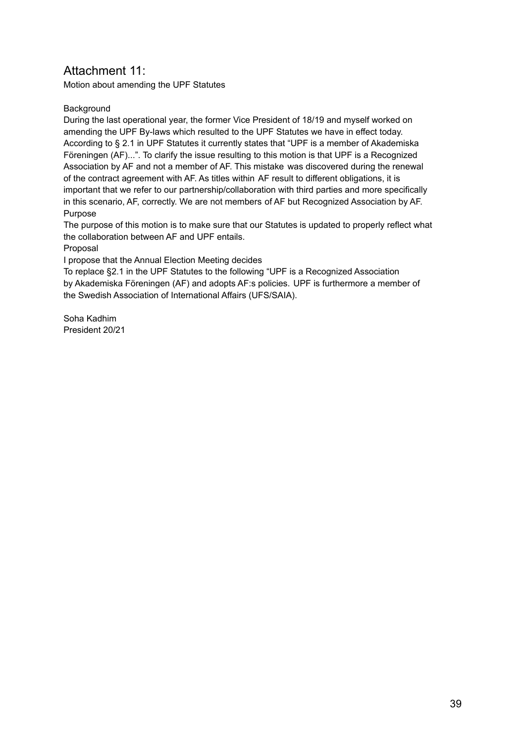# Attachment 11:

Motion about amending the UPF Statutes

Background

During the last operational year, the former Vice President of 18/19 and myself worked on amending the UPF By-laws which resulted to the UPF Statutes we have in effect today. According to § 2.1 in UPF Statutes it currently states that "UPF is a member of Akademiska Föreningen (AF)...". To clarify the issue resulting to this motion is that UPF is a Recognized Association by AF and not a member of AF. This mistake was discovered during the renewal of the contract agreement with AF. As titles within AF result to different obligations, it is important that we refer to our partnership/collaboration with third parties and more specifically in this scenario, AF, correctly. We are not members of AF but Recognized Association by AF.

Purpose

The purpose of this motion is to make sure that our Statutes is updated to properly reflect what the collaboration between AF and UPF entails.

Proposal

I propose that the Annual Election Meeting decides

To replace §2.1 in the UPF Statutes to the following "UPF is a Recognized Association by Akademiska Föreningen (AF) and adopts AF:s policies. UPF is furthermore a member of the Swedish Association of International Affairs (UFS/SAIA).

Soha Kadhim
President 20/21